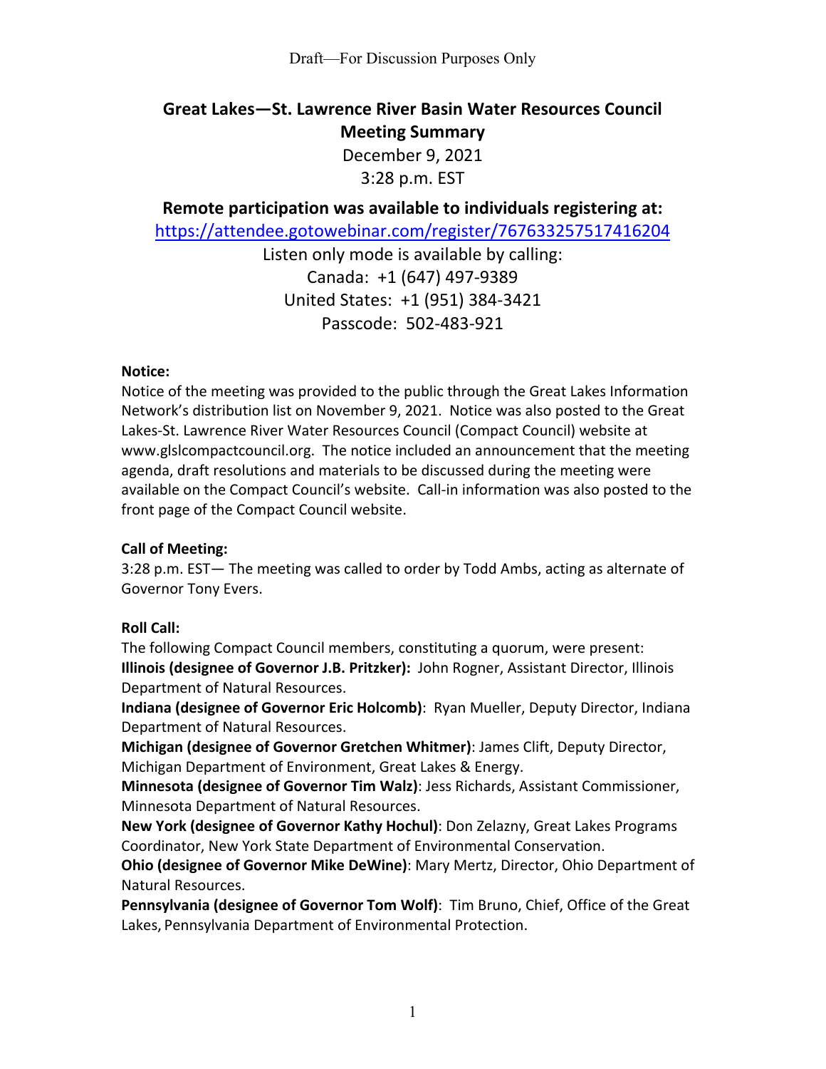Draft—For Discussion Purposes Only

# Great Lakes—St. Lawrence River Basin Water Resources Council Meeting Summary

December 9, 2021

3:28 p.m. EST

## Remote participation was available to individuals registering at:

https://attendee.gotowebinar.com/register/767633257517416204

Listen only mode is available by calling:

Canada: +1 (647) 497-9389

United States: +1 (951) 384-3421

Passcode: 502-483-921

**Notice:**

Notice of the meeting was provided to the public through the Great Lakes Information Network's distribution list on November 9, 2021. Notice was also posted to the Great Lakes-St. Lawrence River Water Resources Council (Compact Council) website at www.glslcompactcouncil.org. The notice included an announcement that the meeting agenda, draft resolutions and materials to be discussed during the meeting were available on the Compact Council's website. Call-in information was also posted to the front page of the Compact Council website.

**Call of Meeting:**

3:28 p.m. EST— The meeting was called to order by Todd Ambs, acting as alternate of Governor Tony Evers.

**Roll Call:**

The following Compact Council members, constituting a quorum, were present:

**Illinois (designee of Governor J.B. Pritzker):** John Rogner, Assistant Director, Illinois Department of Natural Resources.

**Indiana (designee of Governor Eric Holcomb)**: Ryan Mueller, Deputy Director, Indiana Department of Natural Resources.

**Michigan (designee of Governor Gretchen Whitmer)**: James Clift, Deputy Director, Michigan Department of Environment, Great Lakes & Energy.

**Minnesota (designee of Governor Tim Walz)**: Jess Richards, Assistant Commissioner, Minnesota Department of Natural Resources.

**New York (designee of Governor Kathy Hochul)**: Don Zelazny, Great Lakes Programs Coordinator, New York State Department of Environmental Conservation.

**Ohio (designee of Governor Mike DeWine)**: Mary Mertz, Director, Ohio Department of Natural Resources.

**Pennsylvania (designee of Governor Tom Wolf)**: Tim Bruno, Chief, Office of the Great Lakes, Pennsylvania Department of Environmental Protection.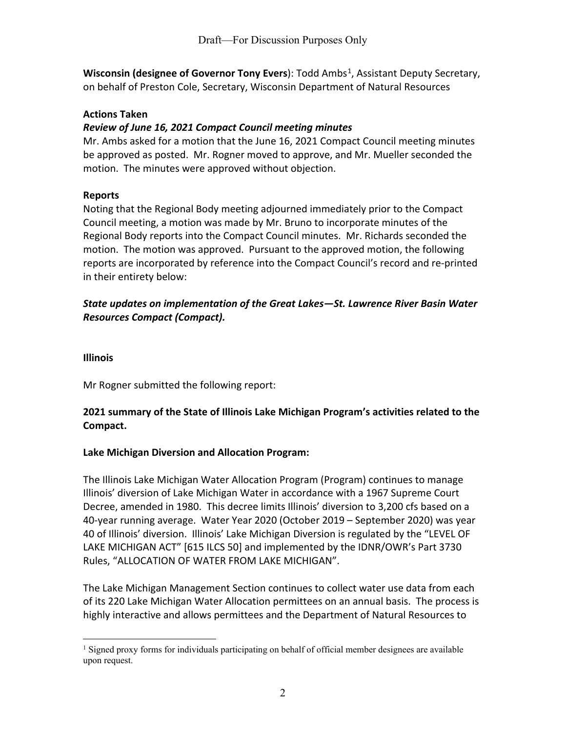Draft—For Discussion Purposes Only

**Wisconsin (designee of Governor Tony Evers**): Todd Ambs[1], Assistant Deputy Secretary, on behalf of Preston Cole, Secretary, Wisconsin Department of Natural Resources

**Actions Taken**

***Review of June 16, 2021 Compact Council meeting minutes***

Mr. Ambs asked for a motion that the June 16, 2021 Compact Council meeting minutes be approved as posted. Mr. Rogner moved to approve, and Mr. Mueller seconded the motion. The minutes were approved without objection.

**Reports**

Noting that the Regional Body meeting adjourned immediately prior to the Compact Council meeting, a motion was made by Mr. Bruno to incorporate minutes of the Regional Body reports into the Compact Council minutes. Mr. Richards seconded the motion. The motion was approved. Pursuant to the approved motion, the following reports are incorporated by reference into the Compact Council's record and re-printed in their entirety below:

***State updates on implementation of the Great Lakes—St. Lawrence River Basin Water Resources Compact (Compact).***

**Illinois**

Mr Rogner submitted the following report:

**2021 summary of the State of Illinois Lake Michigan Program's activities related to the Compact.**

**Lake Michigan Diversion and Allocation Program:**

The Illinois Lake Michigan Water Allocation Program (Program) continues to manage Illinois' diversion of Lake Michigan Water in accordance with a 1967 Supreme Court Decree, amended in 1980. This decree limits Illinois' diversion to 3,200 cfs based on a 40-year running average. Water Year 2020 (October 2019 – September 2020) was year 40 of Illinois' diversion. Illinois' Lake Michigan Diversion is regulated by the "LEVEL OF LAKE MICHIGAN ACT" [615 ILCS 50] and implemented by the IDNR/OWR's Part 3730 Rules, "ALLOCATION OF WATER FROM LAKE MICHIGAN".

The Lake Michigan Management Section continues to collect water use data from each of its 220 Lake Michigan Water Allocation permittees on an annual basis. The process is highly interactive and allows permittees and the Department of Natural Resources to

[1] Signed proxy forms for individuals participating on behalf of official member designees are available upon request.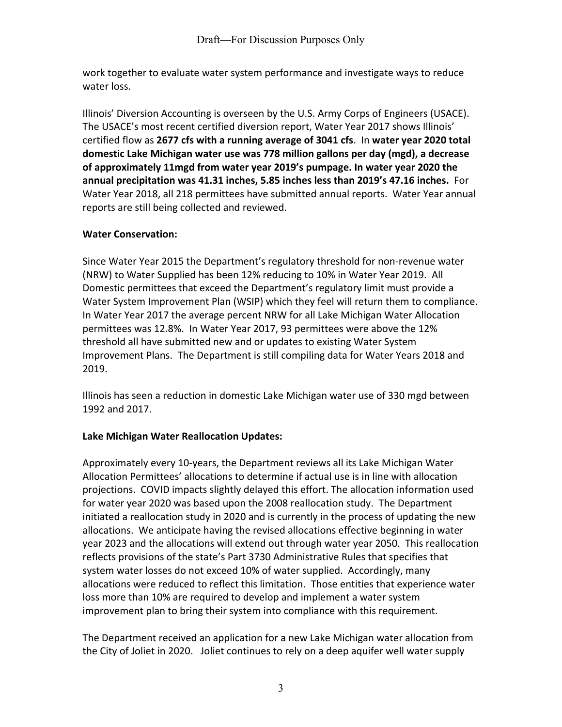work together to evaluate water system performance and investigate ways to reduce water loss.

Illinois' Diversion Accounting is overseen by the U.S. Army Corps of Engineers (USACE). The USACE's most recent certified diversion report, Water Year 2017 shows Illinois' certified flow as **2677 cfs with a running average of 3041 cfs**. In **water year 2020 total domestic Lake Michigan water use was 778 million gallons per day (mgd), a decrease of approximately 11mgd from water year 2019's pumpage. In water year 2020 the annual precipitation was 41.31 inches, 5.85 inches less than 2019's 47.16 inches.** For Water Year 2018, all 218 permittees have submitted annual reports. Water Year annual reports are still being collected and reviewed.

**Water Conservation:**

Since Water Year 2015 the Department's regulatory threshold for non-revenue water (NRW) to Water Supplied has been 12% reducing to 10% in Water Year 2019. All Domestic permittees that exceed the Department's regulatory limit must provide a Water System Improvement Plan (WSIP) which they feel will return them to compliance. In Water Year 2017 the average percent NRW for all Lake Michigan Water Allocation permittees was 12.8%. In Water Year 2017, 93 permittees were above the 12% threshold all have submitted new and or updates to existing Water System Improvement Plans. The Department is still compiling data for Water Years 2018 and 2019.

Illinois has seen a reduction in domestic Lake Michigan water use of 330 mgd between 1992 and 2017.

**Lake Michigan Water Reallocation Updates:**

Approximately every 10-years, the Department reviews all its Lake Michigan Water Allocation Permittees' allocations to determine if actual use is in line with allocation projections. COVID impacts slightly delayed this effort. The allocation information used for water year 2020 was based upon the 2008 reallocation study. The Department initiated a reallocation study in 2020 and is currently in the process of updating the new allocations. We anticipate having the revised allocations effective beginning in water year 2023 and the allocations will extend out through water year 2050. This reallocation reflects provisions of the state's Part 3730 Administrative Rules that specifies that system water losses do not exceed 10% of water supplied. Accordingly, many allocations were reduced to reflect this limitation. Those entities that experience water loss more than 10% are required to develop and implement a water system improvement plan to bring their system into compliance with this requirement.

The Department received an application for a new Lake Michigan water allocation from the City of Joliet in 2020. Joliet continues to rely on a deep aquifer well water supply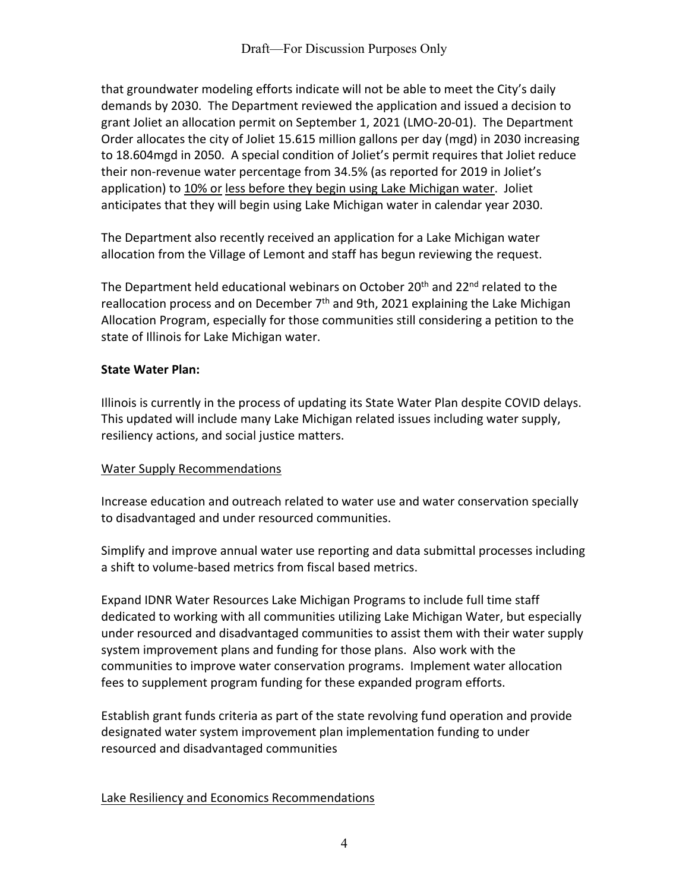that groundwater modeling efforts indicate will not be able to meet the City's daily demands by 2030. The Department reviewed the application and issued a decision to grant Joliet an allocation permit on September 1, 2021 (LMO-20-01). The Department Order allocates the city of Joliet 15.615 million gallons per day (mgd) in 2030 increasing to 18.604mgd in 2050. A special condition of Joliet's permit requires that Joliet reduce their non-revenue water percentage from 34.5% (as reported for 2019 in Joliet's application) to 10% or less before they begin using Lake Michigan water. Joliet anticipates that they will begin using Lake Michigan water in calendar year 2030.

The Department also recently received an application for a Lake Michigan water allocation from the Village of Lemont and staff has begun reviewing the request.

The Department held educational webinars on October 20th and 22nd related to the reallocation process and on December 7th and 9th, 2021 explaining the Lake Michigan Allocation Program, especially for those communities still considering a petition to the state of Illinois for Lake Michigan water.

**State Water Plan:**

Illinois is currently in the process of updating its State Water Plan despite COVID delays. This updated will include many Lake Michigan related issues including water supply, resiliency actions, and social justice matters.

Water Supply Recommendations

Increase education and outreach related to water use and water conservation specially to disadvantaged and under resourced communities.

Simplify and improve annual water use reporting and data submittal processes including a shift to volume-based metrics from fiscal based metrics.

Expand IDNR Water Resources Lake Michigan Programs to include full time staff dedicated to working with all communities utilizing Lake Michigan Water, but especially under resourced and disadvantaged communities to assist them with their water supply system improvement plans and funding for those plans. Also work with the communities to improve water conservation programs. Implement water allocation fees to supplement program funding for these expanded program efforts.

Establish grant funds criteria as part of the state revolving fund operation and provide designated water system improvement plan implementation funding to under resourced and disadvantaged communities

Lake Resiliency and Economics Recommendations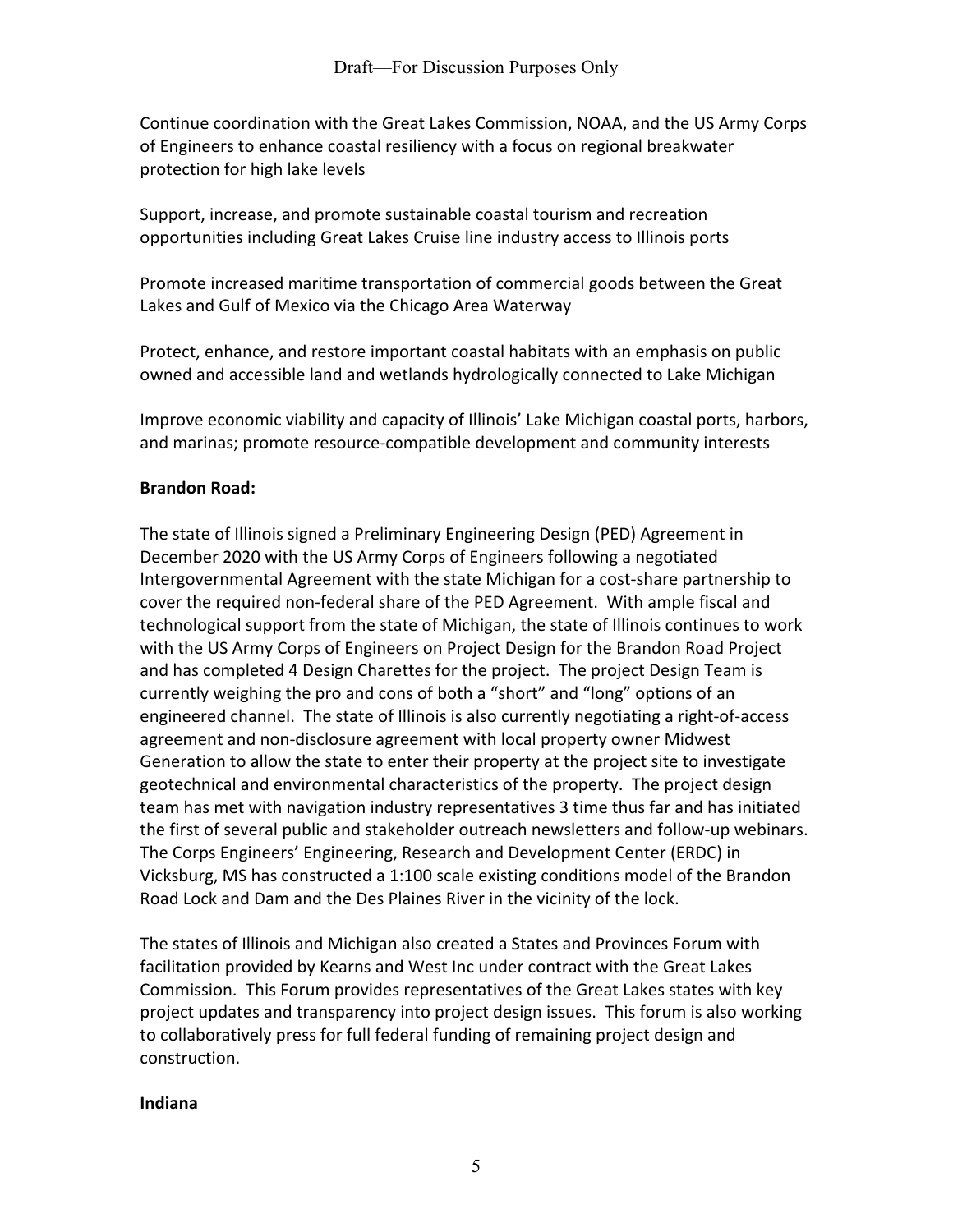Continue coordination with the Great Lakes Commission, NOAA, and the US Army Corps of Engineers to enhance coastal resiliency with a focus on regional breakwater protection for high lake levels

Support, increase, and promote sustainable coastal tourism and recreation opportunities including Great Lakes Cruise line industry access to Illinois ports

Promote increased maritime transportation of commercial goods between the Great Lakes and Gulf of Mexico via the Chicago Area Waterway

Protect, enhance, and restore important coastal habitats with an emphasis on public owned and accessible land and wetlands hydrologically connected to Lake Michigan

Improve economic viability and capacity of Illinois' Lake Michigan coastal ports, harbors, and marinas; promote resource-compatible development and community interests

**Brandon Road:**

The state of Illinois signed a Preliminary Engineering Design (PED) Agreement in December 2020 with the US Army Corps of Engineers following a negotiated Intergovernmental Agreement with the state Michigan for a cost-share partnership to cover the required non-federal share of the PED Agreement. With ample fiscal and technological support from the state of Michigan, the state of Illinois continues to work with the US Army Corps of Engineers on Project Design for the Brandon Road Project and has completed 4 Design Charettes for the project. The project Design Team is currently weighing the pro and cons of both a "short" and "long" options of an engineered channel. The state of Illinois is also currently negotiating a right-of-access agreement and non-disclosure agreement with local property owner Midwest Generation to allow the state to enter their property at the project site to investigate geotechnical and environmental characteristics of the property. The project design team has met with navigation industry representatives 3 time thus far and has initiated the first of several public and stakeholder outreach newsletters and follow-up webinars. The Corps Engineers' Engineering, Research and Development Center (ERDC) in Vicksburg, MS has constructed a 1:100 scale existing conditions model of the Brandon Road Lock and Dam and the Des Plaines River in the vicinity of the lock.

The states of Illinois and Michigan also created a States and Provinces Forum with facilitation provided by Kearns and West Inc under contract with the Great Lakes Commission. This Forum provides representatives of the Great Lakes states with key project updates and transparency into project design issues. This forum is also working to collaboratively press for full federal funding of remaining project design and construction.

**Indiana**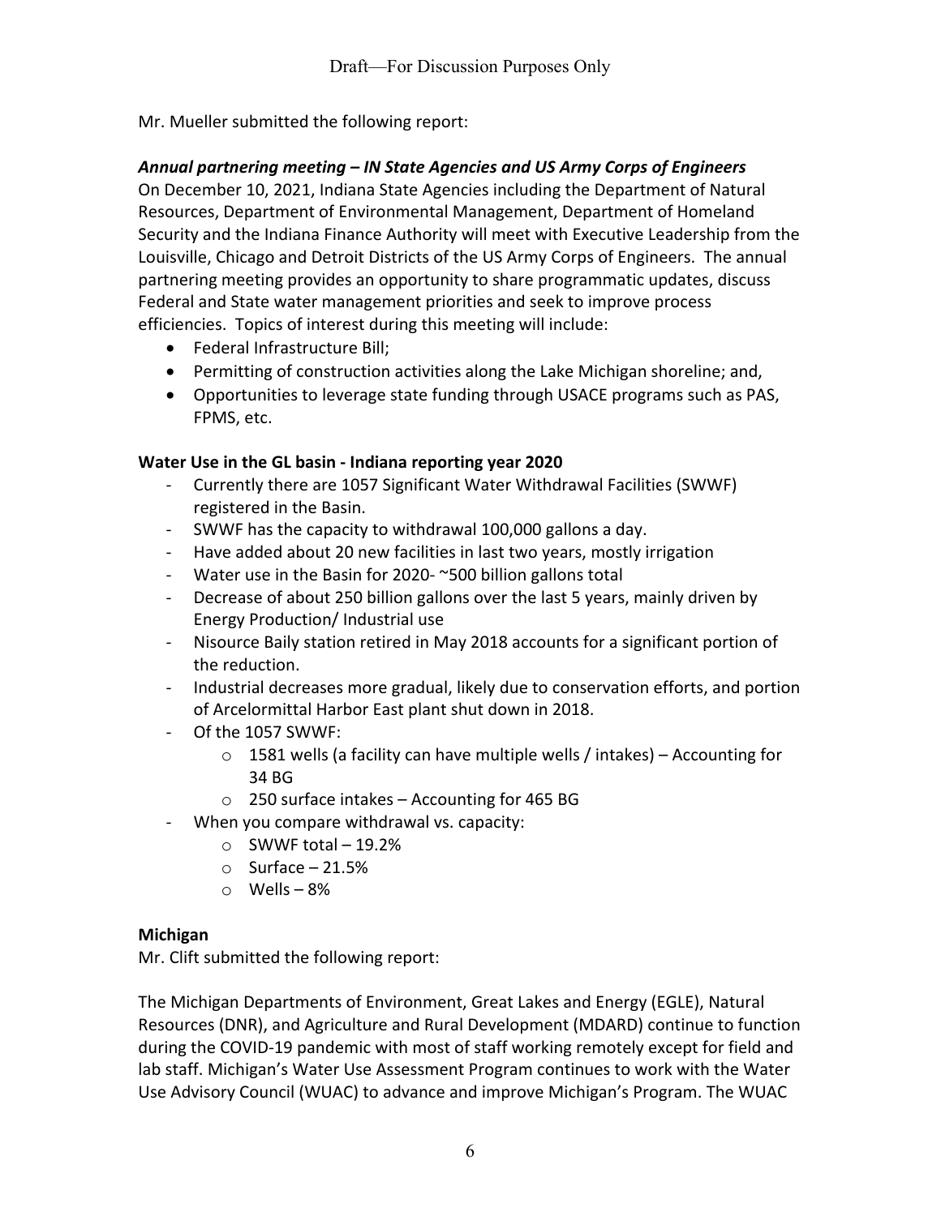Mr. Mueller submitted the following report:

***Annual partnering meeting – IN State Agencies and US Army Corps of Engineers***

On December 10, 2021, Indiana State Agencies including the Department of Natural Resources, Department of Environmental Management, Department of Homeland Security and the Indiana Finance Authority will meet with Executive Leadership from the Louisville, Chicago and Detroit Districts of the US Army Corps of Engineers. The annual partnering meeting provides an opportunity to share programmatic updates, discuss Federal and State water management priorities and seek to improve process efficiencies. Topics of interest during this meeting will include:

- Federal Infrastructure Bill;
- Permitting of construction activities along the Lake Michigan shoreline; and,
- Opportunities to leverage state funding through USACE programs such as PAS, FPMS, etc.

**Water Use in the GL basin - Indiana reporting year 2020**

- Currently there are 1057 Significant Water Withdrawal Facilities (SWWF) registered in the Basin.
- SWWF has the capacity to withdrawal 100,000 gallons a day.
- Have added about 20 new facilities in last two years, mostly irrigation
- Water use in the Basin for 2020- ~500 billion gallons total
- Decrease of about 250 billion gallons over the last 5 years, mainly driven by Energy Production/ Industrial use
- Nisource Baily station retired in May 2018 accounts for a significant portion of the reduction.
- Industrial decreases more gradual, likely due to conservation efforts, and portion of Arcelormittal Harbor East plant shut down in 2018.
- Of the 1057 SWWF:
  - 1581 wells (a facility can have multiple wells / intakes) – Accounting for 34 BG
  - 250 surface intakes – Accounting for 465 BG
- When you compare withdrawal vs. capacity:
  - SWWF total – 19.2%
  - Surface – 21.5%
  - Wells – 8%

**Michigan**

Mr. Clift submitted the following report:

The Michigan Departments of Environment, Great Lakes and Energy (EGLE), Natural Resources (DNR), and Agriculture and Rural Development (MDARD) continue to function during the COVID-19 pandemic with most of staff working remotely except for field and lab staff. Michigan's Water Use Assessment Program continues to work with the Water Use Advisory Council (WUAC) to advance and improve Michigan's Program. The WUAC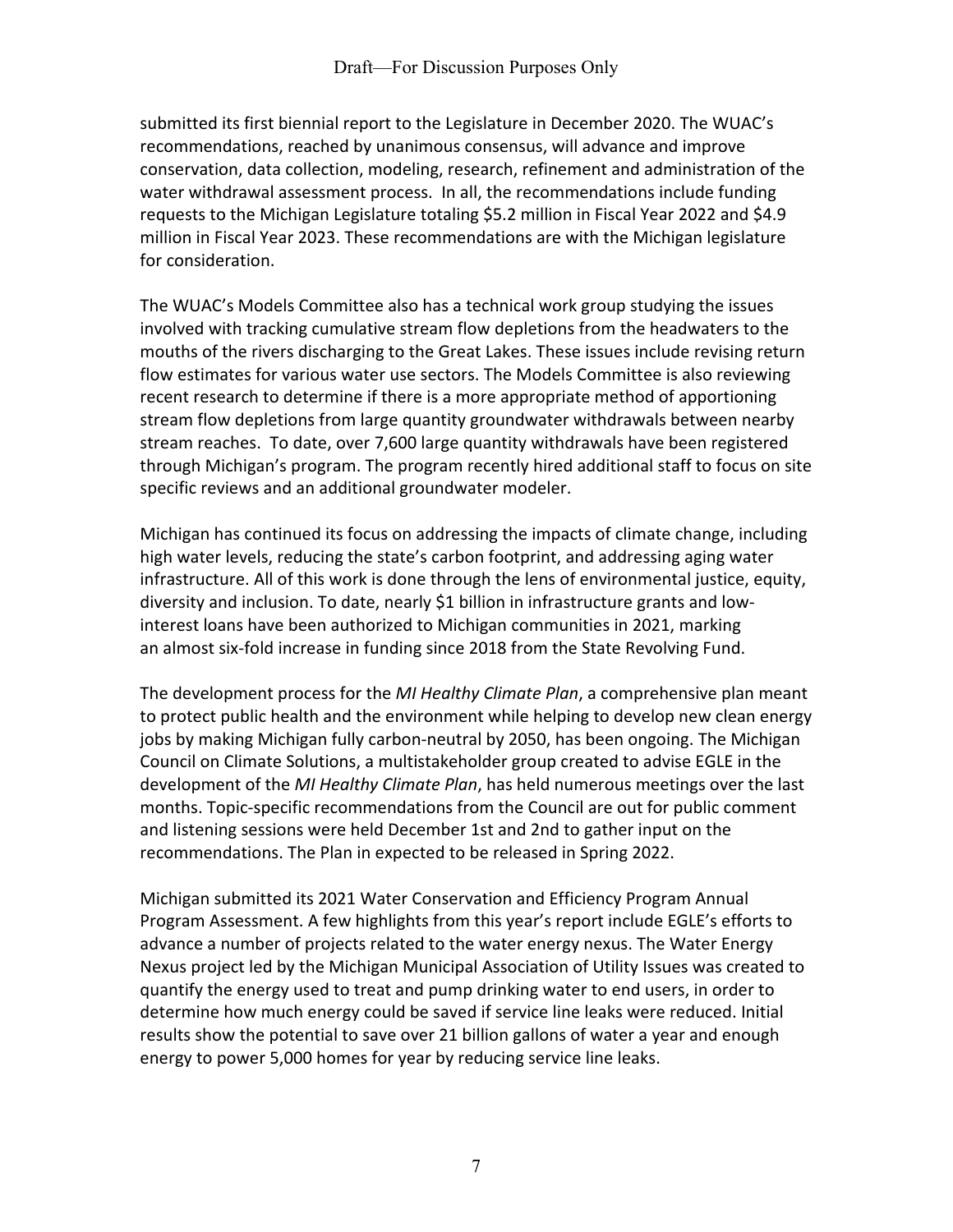submitted its first biennial report to the Legislature in December 2020. The WUAC's recommendations, reached by unanimous consensus, will advance and improve conservation, data collection, modeling, research, refinement and administration of the water withdrawal assessment process. In all, the recommendations include funding requests to the Michigan Legislature totaling $5.2 million in Fiscal Year 2022 and $4.9 million in Fiscal Year 2023. These recommendations are with the Michigan legislature for consideration.

The WUAC's Models Committee also has a technical work group studying the issues involved with tracking cumulative stream flow depletions from the headwaters to the mouths of the rivers discharging to the Great Lakes. These issues include revising return flow estimates for various water use sectors. The Models Committee is also reviewing recent research to determine if there is a more appropriate method of apportioning stream flow depletions from large quantity groundwater withdrawals between nearby stream reaches. To date, over 7,600 large quantity withdrawals have been registered through Michigan's program. The program recently hired additional staff to focus on site specific reviews and an additional groundwater modeler.

Michigan has continued its focus on addressing the impacts of climate change, including high water levels, reducing the state's carbon footprint, and addressing aging water infrastructure. All of this work is done through the lens of environmental justice, equity, diversity and inclusion. To date, nearly $1 billion in infrastructure grants and low-interest loans have been authorized to Michigan communities in 2021, marking an almost six-fold increase in funding since 2018 from the State Revolving Fund.

The development process for the *MI Healthy Climate Plan*, a comprehensive plan meant to protect public health and the environment while helping to develop new clean energy jobs by making Michigan fully carbon-neutral by 2050, has been ongoing. The Michigan Council on Climate Solutions, a multistakeholder group created to advise EGLE in the development of the *MI Healthy Climate Plan*, has held numerous meetings over the last months. Topic-specific recommendations from the Council are out for public comment and listening sessions were held December 1st and 2nd to gather input on the recommendations. The Plan in expected to be released in Spring 2022.

Michigan submitted its 2021 Water Conservation and Efficiency Program Annual Program Assessment. A few highlights from this year's report include EGLE's efforts to advance a number of projects related to the water energy nexus. The Water Energy Nexus project led by the Michigan Municipal Association of Utility Issues was created to quantify the energy used to treat and pump drinking water to end users, in order to determine how much energy could be saved if service line leaks were reduced. Initial results show the potential to save over 21 billion gallons of water a year and enough energy to power 5,000 homes for year by reducing service line leaks.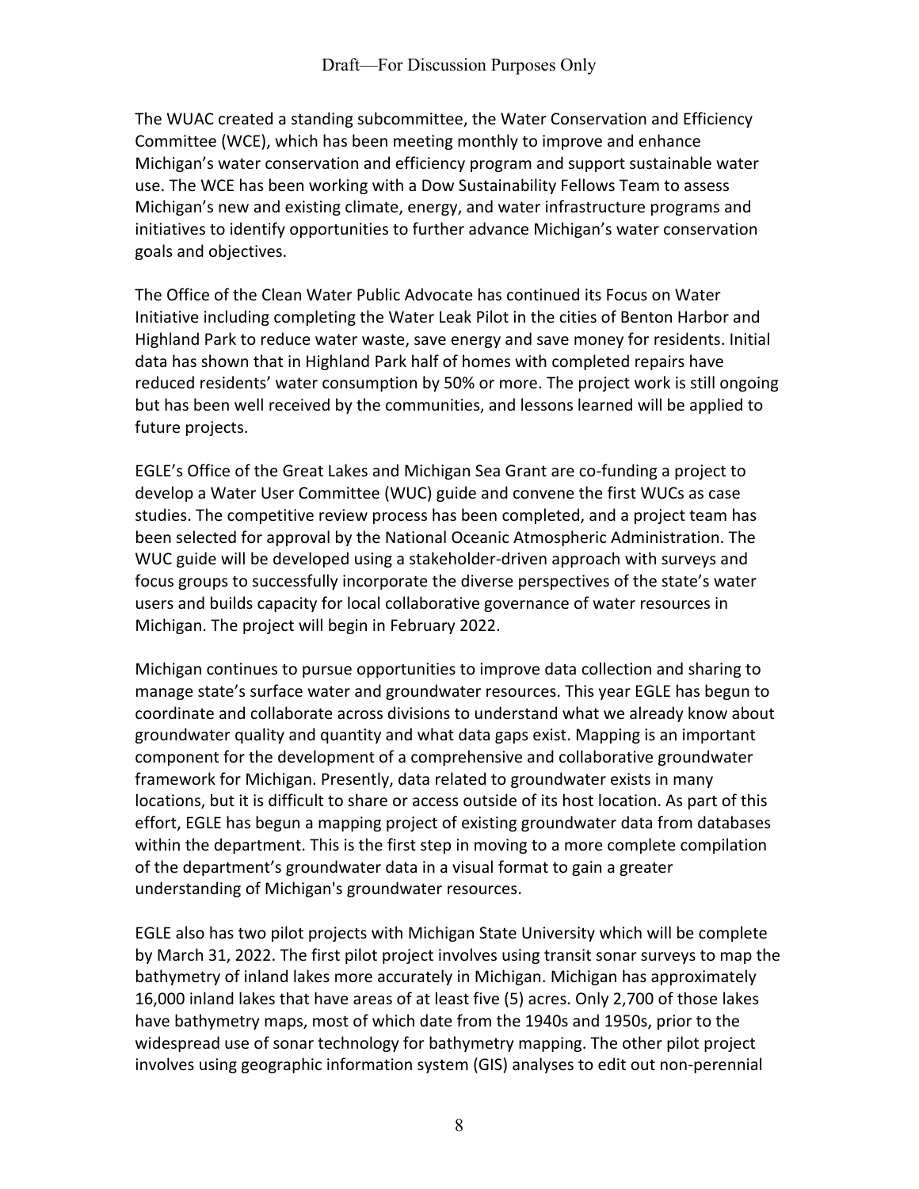The WUAC created a standing subcommittee, the Water Conservation and Efficiency Committee (WCE), which has been meeting monthly to improve and enhance Michigan's water conservation and efficiency program and support sustainable water use. The WCE has been working with a Dow Sustainability Fellows Team to assess Michigan's new and existing climate, energy, and water infrastructure programs and initiatives to identify opportunities to further advance Michigan's water conservation goals and objectives.

The Office of the Clean Water Public Advocate has continued its Focus on Water Initiative including completing the Water Leak Pilot in the cities of Benton Harbor and Highland Park to reduce water waste, save energy and save money for residents. Initial data has shown that in Highland Park half of homes with completed repairs have reduced residents' water consumption by 50% or more. The project work is still ongoing but has been well received by the communities, and lessons learned will be applied to future projects.

EGLE's Office of the Great Lakes and Michigan Sea Grant are co-funding a project to develop a Water User Committee (WUC) guide and convene the first WUCs as case studies. The competitive review process has been completed, and a project team has been selected for approval by the National Oceanic Atmospheric Administration. The WUC guide will be developed using a stakeholder-driven approach with surveys and focus groups to successfully incorporate the diverse perspectives of the state's water users and builds capacity for local collaborative governance of water resources in Michigan. The project will begin in February 2022.

Michigan continues to pursue opportunities to improve data collection and sharing to manage state's surface water and groundwater resources. This year EGLE has begun to coordinate and collaborate across divisions to understand what we already know about groundwater quality and quantity and what data gaps exist. Mapping is an important component for the development of a comprehensive and collaborative groundwater framework for Michigan. Presently, data related to groundwater exists in many locations, but it is difficult to share or access outside of its host location. As part of this effort, EGLE has begun a mapping project of existing groundwater data from databases within the department. This is the first step in moving to a more complete compilation of the department's groundwater data in a visual format to gain a greater understanding of Michigan's groundwater resources.

EGLE also has two pilot projects with Michigan State University which will be complete by March 31, 2022. The first pilot project involves using transit sonar surveys to map the bathymetry of inland lakes more accurately in Michigan. Michigan has approximately 16,000 inland lakes that have areas of at least five (5) acres. Only 2,700 of those lakes have bathymetry maps, most of which date from the 1940s and 1950s, prior to the widespread use of sonar technology for bathymetry mapping. The other pilot project involves using geographic information system (GIS) analyses to edit out non-perennial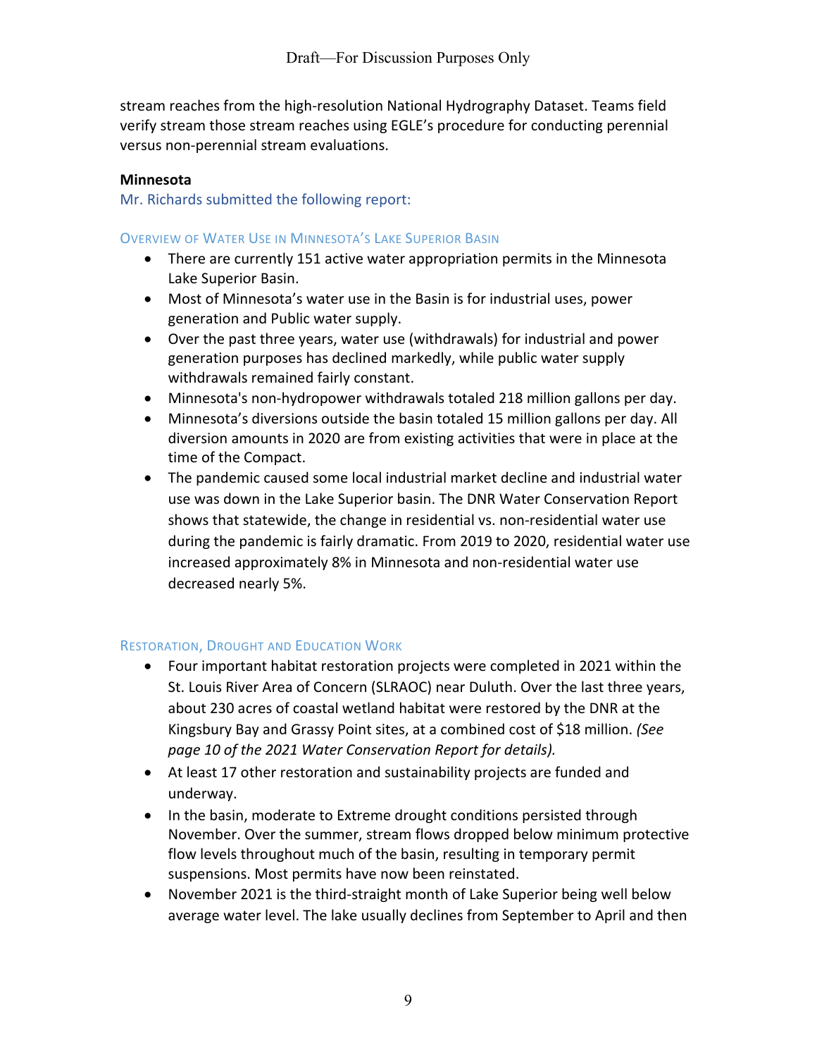stream reaches from the high-resolution National Hydrography Dataset. Teams field verify stream those stream reaches using EGLE's procedure for conducting perennial versus non-perennial stream evaluations.

**Minnesota**

Mr. Richards submitted the following report:

#### Overview of Water Use in Minnesota's Lake Superior Basin

- There are currently 151 active water appropriation permits in the Minnesota Lake Superior Basin.
- Most of Minnesota's water use in the Basin is for industrial uses, power generation and Public water supply.
- Over the past three years, water use (withdrawals) for industrial and power generation purposes has declined markedly, while public water supply withdrawals remained fairly constant.
- Minnesota's non-hydropower withdrawals totaled 218 million gallons per day.
- Minnesota's diversions outside the basin totaled 15 million gallons per day. All diversion amounts in 2020 are from existing activities that were in place at the time of the Compact.
- The pandemic caused some local industrial market decline and industrial water use was down in the Lake Superior basin. The DNR Water Conservation Report shows that statewide, the change in residential vs. non-residential water use during the pandemic is fairly dramatic. From 2019 to 2020, residential water use increased approximately 8% in Minnesota and non-residential water use decreased nearly 5%.

#### Restoration, Drought and Education Work

- Four important habitat restoration projects were completed in 2021 within the St. Louis River Area of Concern (SLRAOC) near Duluth. Over the last three years, about 230 acres of coastal wetland habitat were restored by the DNR at the Kingsbury Bay and Grassy Point sites, at a combined cost of $18 million. *(See page 10 of the 2021 Water Conservation Report for details).*
- At least 17 other restoration and sustainability projects are funded and underway.
- In the basin, moderate to Extreme drought conditions persisted through November. Over the summer, stream flows dropped below minimum protective flow levels throughout much of the basin, resulting in temporary permit suspensions. Most permits have now been reinstated.
- November 2021 is the third-straight month of Lake Superior being well below average water level. The lake usually declines from September to April and then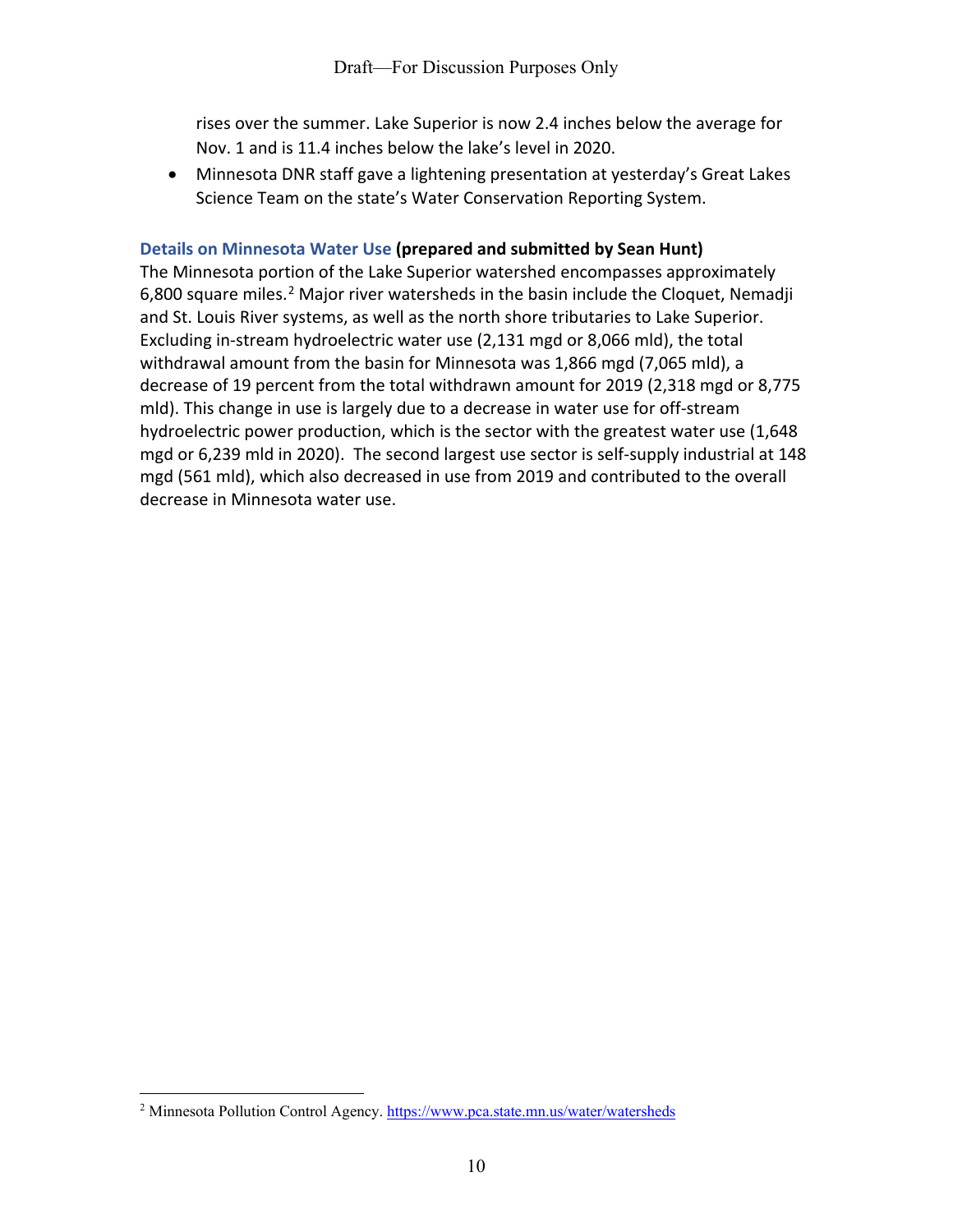rises over the summer. Lake Superior is now 2.4 inches below the average for Nov. 1 and is 11.4 inches below the lake's level in 2020.

- Minnesota DNR staff gave a lightening presentation at yesterday's Great Lakes Science Team on the state's Water Conservation Reporting System.

### Details on Minnesota Water Use **(prepared and submitted by Sean Hunt)**

The Minnesota portion of the Lake Superior watershed encompasses approximately 6,800 square miles.[2] Major river watersheds in the basin include the Cloquet, Nemadji and St. Louis River systems, as well as the north shore tributaries to Lake Superior. Excluding in-stream hydroelectric water use (2,131 mgd or 8,066 mld), the total withdrawal amount from the basin for Minnesota was 1,866 mgd (7,065 mld), a decrease of 19 percent from the total withdrawn amount for 2019 (2,318 mgd or 8,775 mld). This change in use is largely due to a decrease in water use for off-stream hydroelectric power production, which is the sector with the greatest water use (1,648 mgd or 6,239 mld in 2020). The second largest use sector is self-supply industrial at 148 mgd (561 mld), which also decreased in use from 2019 and contributed to the overall decrease in Minnesota water use.

---

[2] Minnesota Pollution Control Agency. https://www.pca.state.mn.us/water/watersheds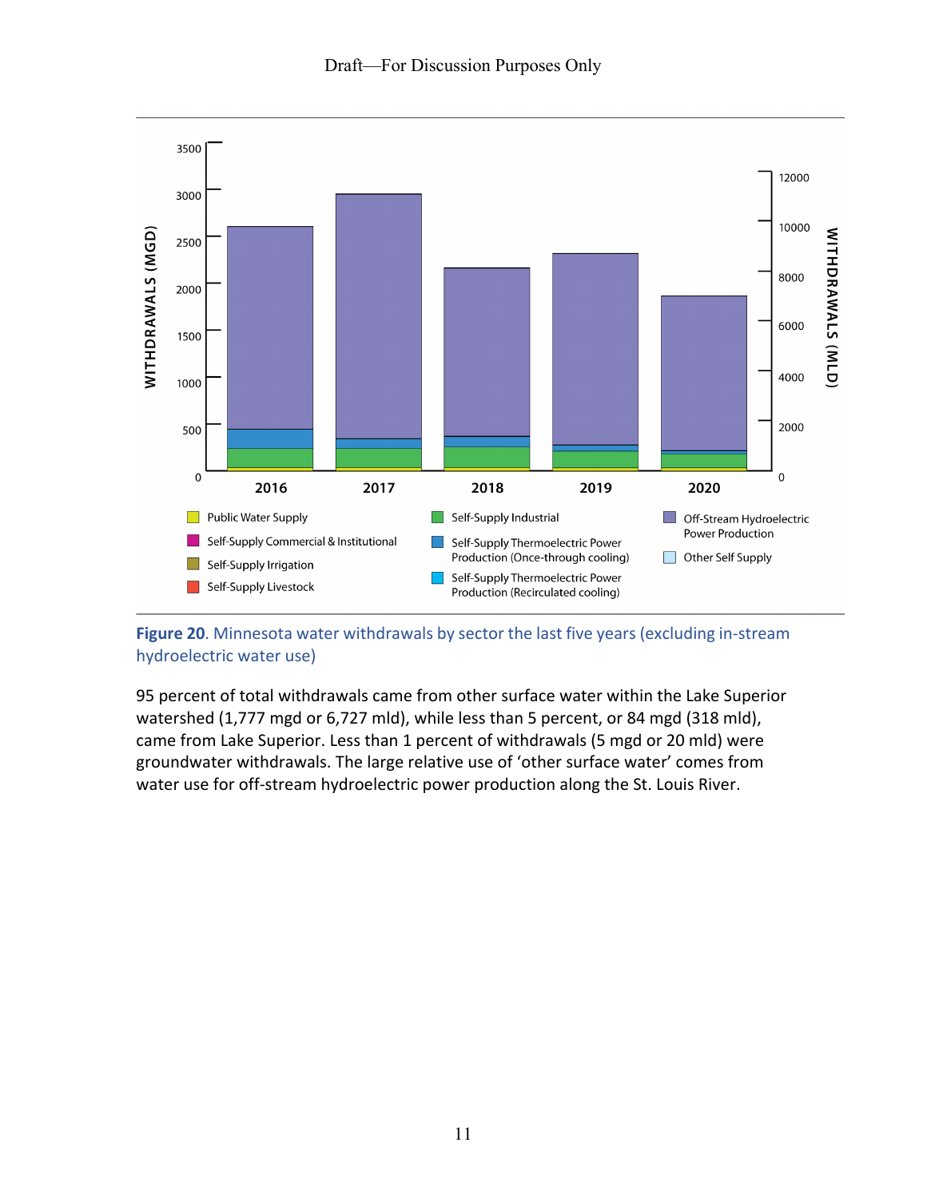Figure 20. Minnesota water withdrawals by sector the last five years (excluding in-stream hydroelectric water use)

95 percent of total withdrawals came from other surface water within the Lake Superior watershed (1,777 mgd or 6,727 mld), while less than 5 percent, or 84 mgd (318 mld), came from Lake Superior. Less than 1 percent of withdrawals (5 mgd or 20 mld) were groundwater withdrawals. The large relative use of 'other surface water' comes from water use for off-stream hydroelectric power production along the St. Louis River.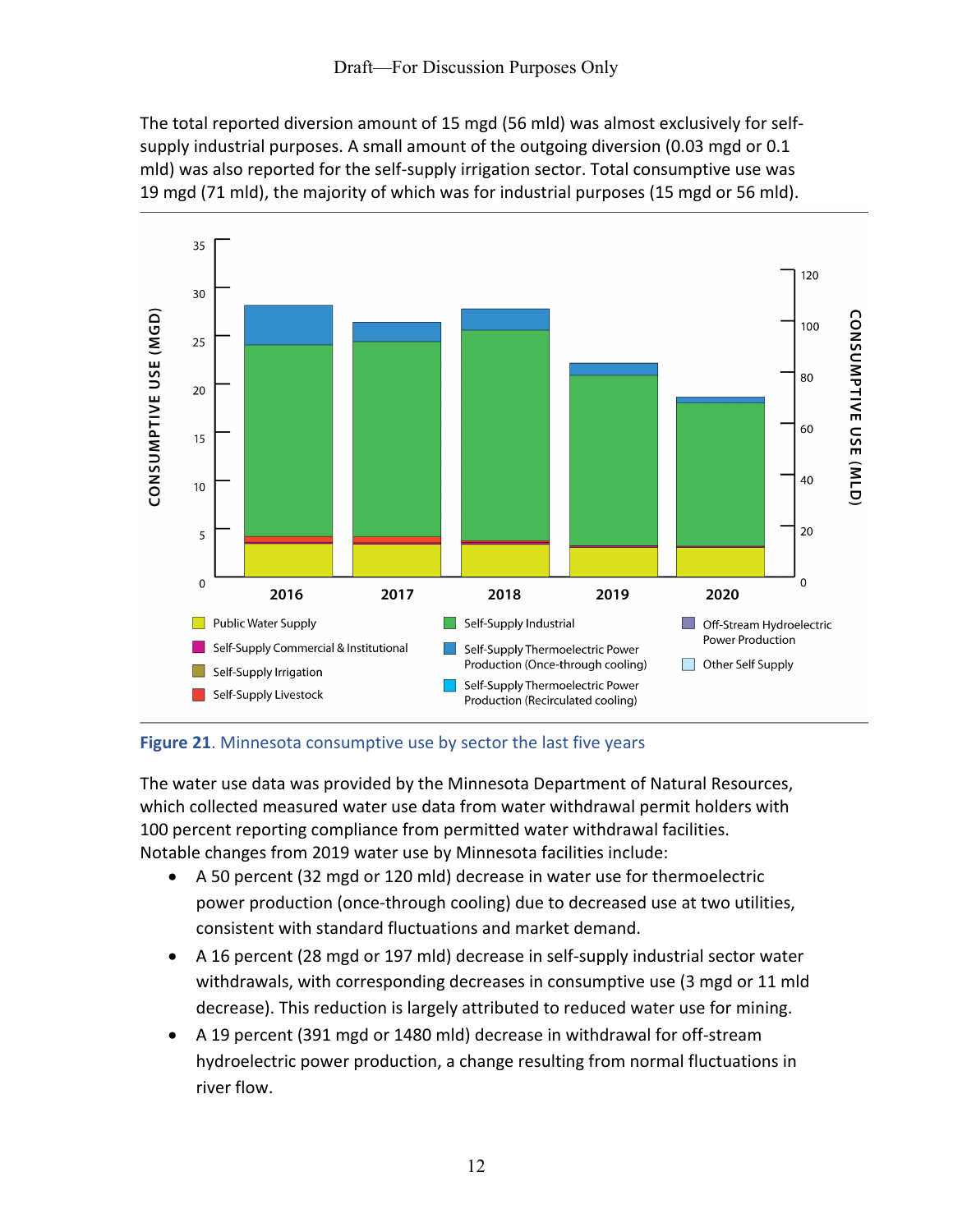The total reported diversion amount of 15 mgd (56 mld) was almost exclusively for self-supply industrial purposes. A small amount of the outgoing diversion (0.03 mgd or 0.1 mld) was also reported for the self-supply irrigation sector. Total consumptive use was 19 mgd (71 mld), the majority of which was for industrial purposes (15 mgd or 56 mld).

**Figure 21**. Minnesota consumptive use by sector the last five years

The water use data was provided by the Minnesota Department of Natural Resources, which collected measured water use data from water withdrawal permit holders with 100 percent reporting compliance from permitted water withdrawal facilities. Notable changes from 2019 water use by Minnesota facilities include:

- A 50 percent (32 mgd or 120 mld) decrease in water use for thermoelectric power production (once-through cooling) due to decreased use at two utilities, consistent with standard fluctuations and market demand.
- A 16 percent (28 mgd or 197 mld) decrease in self-supply industrial sector water withdrawals, with corresponding decreases in consumptive use (3 mgd or 11 mld decrease). This reduction is largely attributed to reduced water use for mining.
- A 19 percent (391 mgd or 1480 mld) decrease in withdrawal for off-stream hydroelectric power production, a change resulting from normal fluctuations in river flow.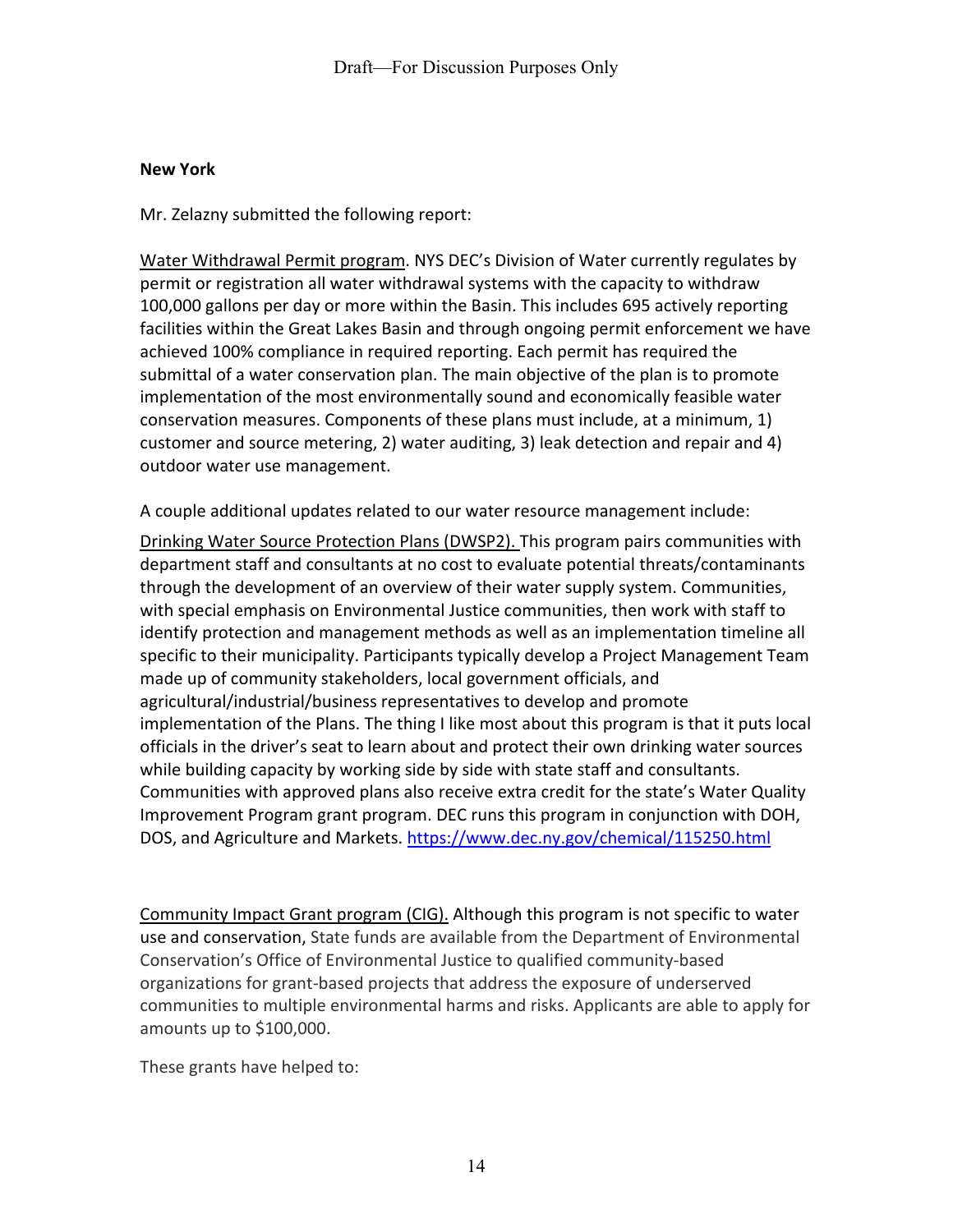**New York**

Mr. Zelazny submitted the following report:

Water Withdrawal Permit program. NYS DEC's Division of Water currently regulates by permit or registration all water withdrawal systems with the capacity to withdraw 100,000 gallons per day or more within the Basin. This includes 695 actively reporting facilities within the Great Lakes Basin and through ongoing permit enforcement we have achieved 100% compliance in required reporting. Each permit has required the submittal of a water conservation plan. The main objective of the plan is to promote implementation of the most environmentally sound and economically feasible water conservation measures. Components of these plans must include, at a minimum, 1) customer and source metering, 2) water auditing, 3) leak detection and repair and 4) outdoor water use management.

A couple additional updates related to our water resource management include:

Drinking Water Source Protection Plans (DWSP2). This program pairs communities with department staff and consultants at no cost to evaluate potential threats/contaminants through the development of an overview of their water supply system. Communities, with special emphasis on Environmental Justice communities, then work with staff to identify protection and management methods as well as an implementation timeline all specific to their municipality. Participants typically develop a Project Management Team made up of community stakeholders, local government officials, and agricultural/industrial/business representatives to develop and promote implementation of the Plans. The thing I like most about this program is that it puts local officials in the driver's seat to learn about and protect their own drinking water sources while building capacity by working side by side with state staff and consultants. Communities with approved plans also receive extra credit for the state's Water Quality Improvement Program grant program. DEC runs this program in conjunction with DOH, DOS, and Agriculture and Markets. https://www.dec.ny.gov/chemical/115250.html

Community Impact Grant program (CIG). Although this program is not specific to water use and conservation, State funds are available from the Department of Environmental Conservation's Office of Environmental Justice to qualified community-based organizations for grant-based projects that address the exposure of underserved communities to multiple environmental harms and risks. Applicants are able to apply for amounts up to $100,000.

These grants have helped to: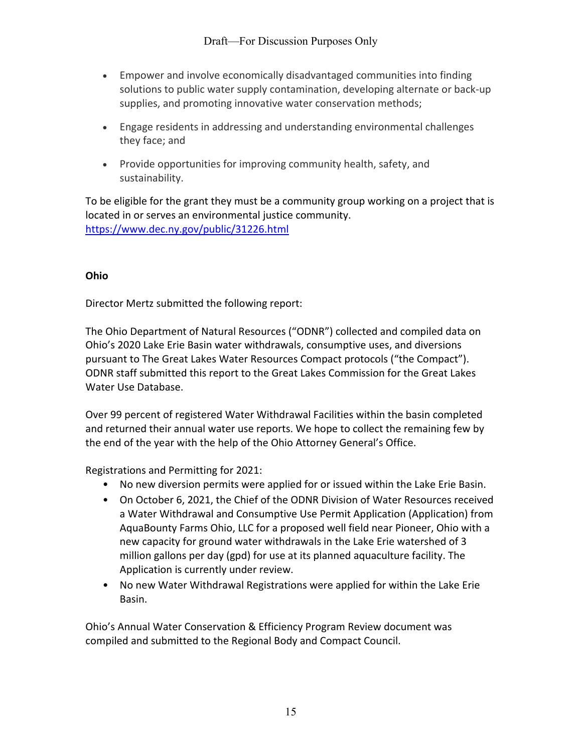- Empower and involve economically disadvantaged communities into finding solutions to public water supply contamination, developing alternate or back-up supplies, and promoting innovative water conservation methods;
- Engage residents in addressing and understanding environmental challenges they face; and
- Provide opportunities for improving community health, safety, and sustainability.

To be eligible for the grant they must be a community group working on a project that is located in or serves an environmental justice community. https://www.dec.ny.gov/public/31226.html

**Ohio**

Director Mertz submitted the following report:

The Ohio Department of Natural Resources ("ODNR") collected and compiled data on Ohio's 2020 Lake Erie Basin water withdrawals, consumptive uses, and diversions pursuant to The Great Lakes Water Resources Compact protocols ("the Compact"). ODNR staff submitted this report to the Great Lakes Commission for the Great Lakes Water Use Database.

Over 99 percent of registered Water Withdrawal Facilities within the basin completed and returned their annual water use reports. We hope to collect the remaining few by the end of the year with the help of the Ohio Attorney General's Office.

Registrations and Permitting for 2021:

- No new diversion permits were applied for or issued within the Lake Erie Basin.
- On October 6, 2021, the Chief of the ODNR Division of Water Resources received a Water Withdrawal and Consumptive Use Permit Application (Application) from AquaBounty Farms Ohio, LLC for a proposed well field near Pioneer, Ohio with a new capacity for ground water withdrawals in the Lake Erie watershed of 3 million gallons per day (gpd) for use at its planned aquaculture facility. The Application is currently under review.
- No new Water Withdrawal Registrations were applied for within the Lake Erie Basin.

Ohio's Annual Water Conservation & Efficiency Program Review document was compiled and submitted to the Regional Body and Compact Council.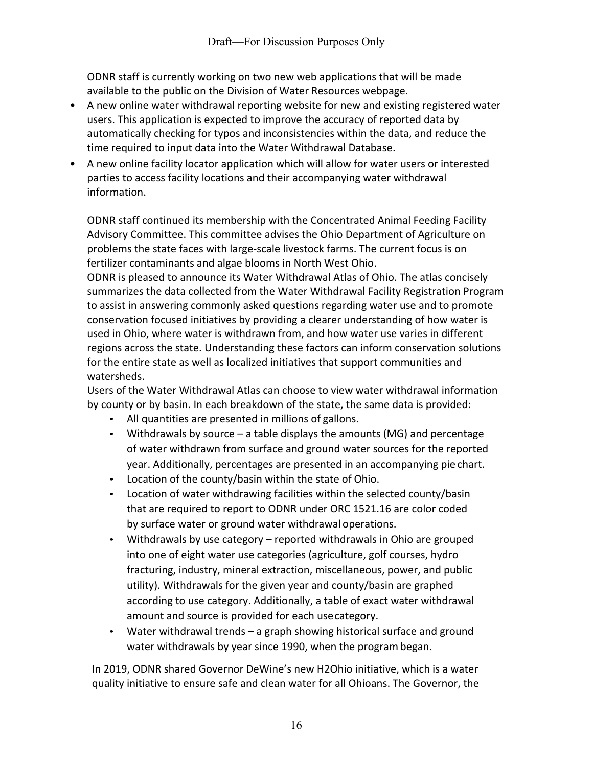ODNR staff is currently working on two new web applications that will be made available to the public on the Division of Water Resources webpage.

- A new online water withdrawal reporting website for new and existing registered water users. This application is expected to improve the accuracy of reported data by automatically checking for typos and inconsistencies within the data, and reduce the time required to input data into the Water Withdrawal Database.
- A new online facility locator application which will allow for water users or interested parties to access facility locations and their accompanying water withdrawal information.

ODNR staff continued its membership with the Concentrated Animal Feeding Facility Advisory Committee. This committee advises the Ohio Department of Agriculture on problems the state faces with large-scale livestock farms. The current focus is on fertilizer contaminants and algae blooms in North West Ohio.

ODNR is pleased to announce its Water Withdrawal Atlas of Ohio. The atlas concisely summarizes the data collected from the Water Withdrawal Facility Registration Program to assist in answering commonly asked questions regarding water use and to promote conservation focused initiatives by providing a clearer understanding of how water is used in Ohio, where water is withdrawn from, and how water use varies in different regions across the state. Understanding these factors can inform conservation solutions for the entire state as well as localized initiatives that support communities and watersheds.

Users of the Water Withdrawal Atlas can choose to view water withdrawal information by county or by basin. In each breakdown of the state, the same data is provided:

- All quantities are presented in millions of gallons.
- Withdrawals by source – a table displays the amounts (MG) and percentage of water withdrawn from surface and ground water sources for the reported year. Additionally, percentages are presented in an accompanying pie chart.
- Location of the county/basin within the state of Ohio.
- Location of water withdrawing facilities within the selected county/basin that are required to report to ODNR under ORC 1521.16 are color coded by surface water or ground water withdrawal operations.
- Withdrawals by use category – reported withdrawals in Ohio are grouped into one of eight water use categories (agriculture, golf courses, hydro fracturing, industry, mineral extraction, miscellaneous, power, and public utility). Withdrawals for the given year and county/basin are graphed according to use category. Additionally, a table of exact water withdrawal amount and source is provided for each use category.
- Water withdrawal trends – a graph showing historical surface and ground water withdrawals by year since 1990, when the program began.

In 2019, ODNR shared Governor DeWine's new H2Ohio initiative, which is a water quality initiative to ensure safe and clean water for all Ohioans. The Governor, the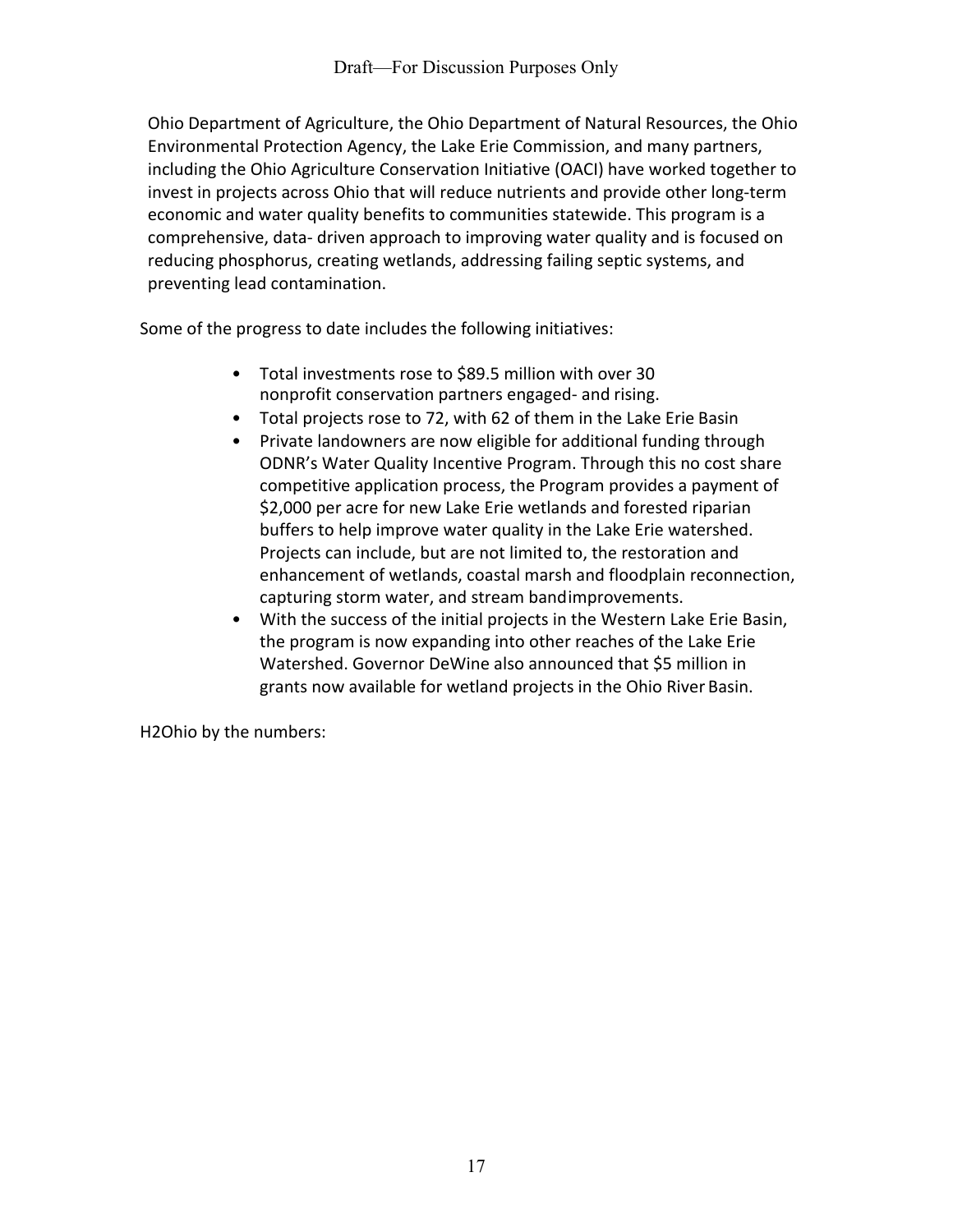Ohio Department of Agriculture, the Ohio Department of Natural Resources, the Ohio Environmental Protection Agency, the Lake Erie Commission, and many partners, including the Ohio Agriculture Conservation Initiative (OACI) have worked together to invest in projects across Ohio that will reduce nutrients and provide other long-term economic and water quality benefits to communities statewide. This program is a comprehensive, data- driven approach to improving water quality and is focused on reducing phosphorus, creating wetlands, addressing failing septic systems, and preventing lead contamination.

Some of the progress to date includes the following initiatives:

- Total investments rose to $89.5 million with over 30 nonprofit conservation partners engaged- and rising.
- Total projects rose to 72, with 62 of them in the Lake Erie Basin
- Private landowners are now eligible for additional funding through ODNR's Water Quality Incentive Program. Through this no cost share competitive application process, the Program provides a payment of $2,000 per acre for new Lake Erie wetlands and forested riparian buffers to help improve water quality in the Lake Erie watershed. Projects can include, but are not limited to, the restoration and enhancement of wetlands, coastal marsh and floodplain reconnection, capturing storm water, and stream bandimprovements.
- With the success of the initial projects in the Western Lake Erie Basin, the program is now expanding into other reaches of the Lake Erie Watershed. Governor DeWine also announced that $5 million in grants now available for wetland projects in the Ohio River Basin.

H2Ohio by the numbers: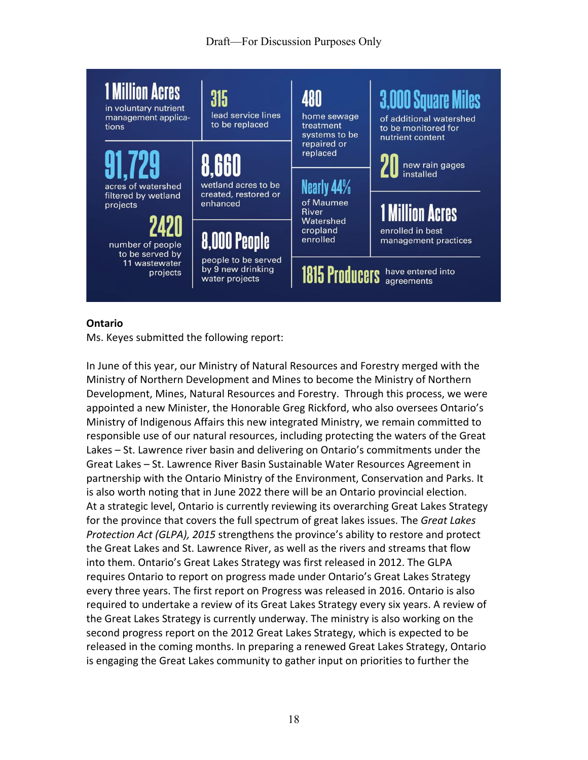Draft—For Discussion Purposes Only

1 Million Acres in voluntary nutrient management applications

315 lead service lines to be replaced

480 home sewage treatment systems to be repaired or replaced

3,000 Square Miles of additional watershed to be monitored for nutrient content

91,729 acres of watershed filtered by wetland projects

8,660 wetland acres to be created, restored or enhanced

20 new rain gages installed

Nearly 44% of Maumee River Watershed cropland enrolled

1 Million Acres enrolled in best management practices

2420 number of people to be served by 11 wastewater projects

8,000 People people to be served by 9 new drinking water projects

1815 Producers have entered into agreements

**Ontario**

Ms. Keyes submitted the following report:

In June of this year, our Ministry of Natural Resources and Forestry merged with the Ministry of Northern Development and Mines to become the Ministry of Northern Development, Mines, Natural Resources and Forestry. Through this process, we were appointed a new Minister, the Honorable Greg Rickford, who also oversees Ontario's Ministry of Indigenous Affairs this new integrated Ministry, we remain committed to responsible use of our natural resources, including protecting the waters of the Great Lakes – St. Lawrence river basin and delivering on Ontario's commitments under the Great Lakes – St. Lawrence River Basin Sustainable Water Resources Agreement in partnership with the Ontario Ministry of the Environment, Conservation and Parks. It is also worth noting that in June 2022 there will be an Ontario provincial election. At a strategic level, Ontario is currently reviewing its overarching Great Lakes Strategy for the province that covers the full spectrum of great lakes issues. The *Great Lakes Protection Act (GLPA), 2015* strengthens the province's ability to restore and protect the Great Lakes and St. Lawrence River, as well as the rivers and streams that flow into them. Ontario's Great Lakes Strategy was first released in 2012. The GLPA requires Ontario to report on progress made under Ontario's Great Lakes Strategy every three years. The first report on Progress was released in 2016. Ontario is also required to undertake a review of its Great Lakes Strategy every six years. A review of the Great Lakes Strategy is currently underway. The ministry is also working on the second progress report on the 2012 Great Lakes Strategy, which is expected to be released in the coming months. In preparing a renewed Great Lakes Strategy, Ontario is engaging the Great Lakes community to gather input on priorities to further the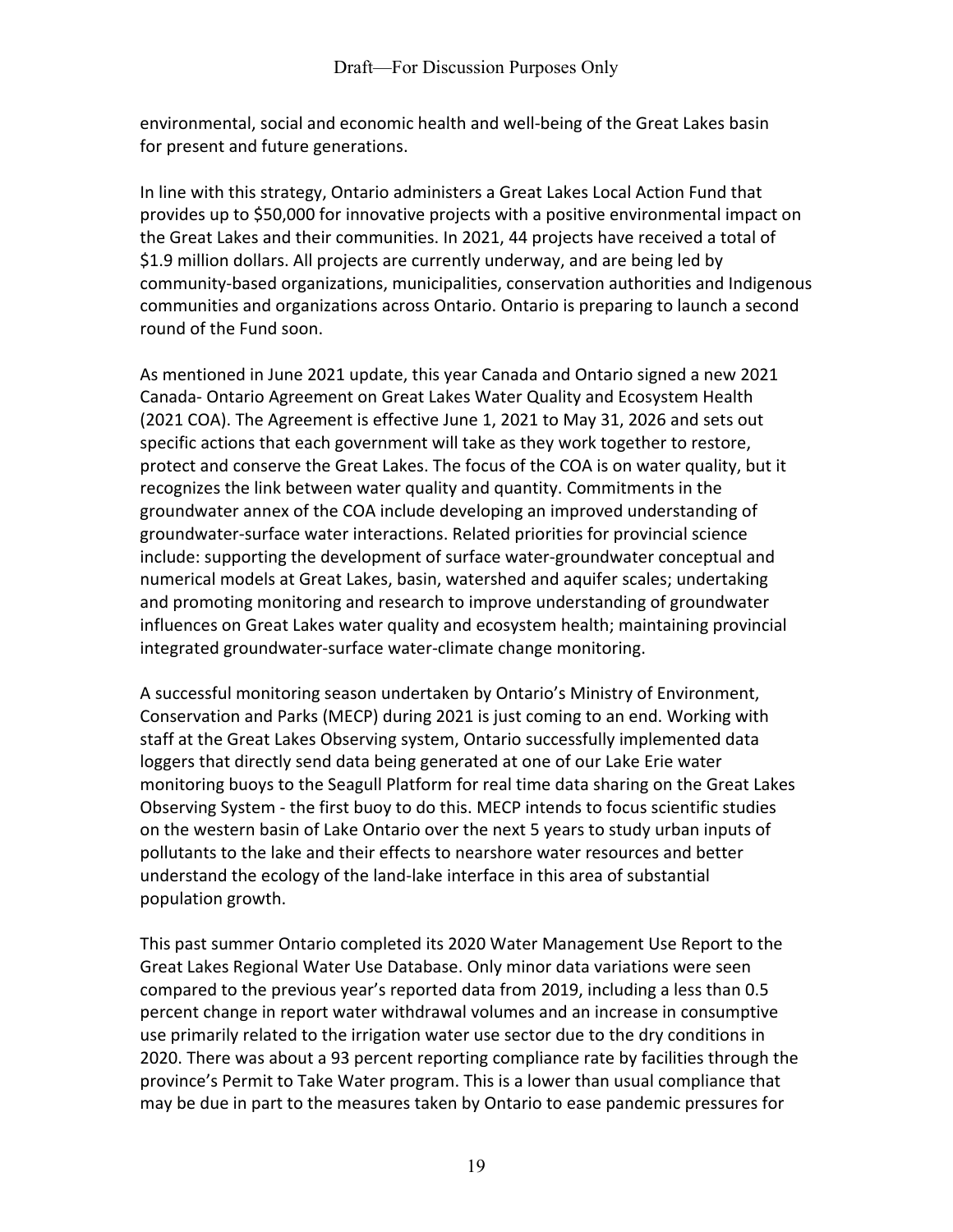environmental, social and economic health and well-being of the Great Lakes basin for present and future generations.

In line with this strategy, Ontario administers a Great Lakes Local Action Fund that provides up to $50,000 for innovative projects with a positive environmental impact on the Great Lakes and their communities. In 2021, 44 projects have received a total of $1.9 million dollars. All projects are currently underway, and are being led by community-based organizations, municipalities, conservation authorities and Indigenous communities and organizations across Ontario. Ontario is preparing to launch a second round of the Fund soon.

As mentioned in June 2021 update, this year Canada and Ontario signed a new 2021 Canada- Ontario Agreement on Great Lakes Water Quality and Ecosystem Health (2021 COA). The Agreement is effective June 1, 2021 to May 31, 2026 and sets out specific actions that each government will take as they work together to restore, protect and conserve the Great Lakes. The focus of the COA is on water quality, but it recognizes the link between water quality and quantity. Commitments in the groundwater annex of the COA include developing an improved understanding of groundwater-surface water interactions. Related priorities for provincial science include: supporting the development of surface water-groundwater conceptual and numerical models at Great Lakes, basin, watershed and aquifer scales; undertaking and promoting monitoring and research to improve understanding of groundwater influences on Great Lakes water quality and ecosystem health; maintaining provincial integrated groundwater-surface water-climate change monitoring.

A successful monitoring season undertaken by Ontario's Ministry of Environment, Conservation and Parks (MECP) during 2021 is just coming to an end. Working with staff at the Great Lakes Observing system, Ontario successfully implemented data loggers that directly send data being generated at one of our Lake Erie water monitoring buoys to the Seagull Platform for real time data sharing on the Great Lakes Observing System - the first buoy to do this. MECP intends to focus scientific studies on the western basin of Lake Ontario over the next 5 years to study urban inputs of pollutants to the lake and their effects to nearshore water resources and better understand the ecology of the land-lake interface in this area of substantial population growth.

This past summer Ontario completed its 2020 Water Management Use Report to the Great Lakes Regional Water Use Database. Only minor data variations were seen compared to the previous year's reported data from 2019, including a less than 0.5 percent change in report water withdrawal volumes and an increase in consumptive use primarily related to the irrigation water use sector due to the dry conditions in 2020. There was about a 93 percent reporting compliance rate by facilities through the province's Permit to Take Water program. This is a lower than usual compliance that may be due in part to the measures taken by Ontario to ease pandemic pressures for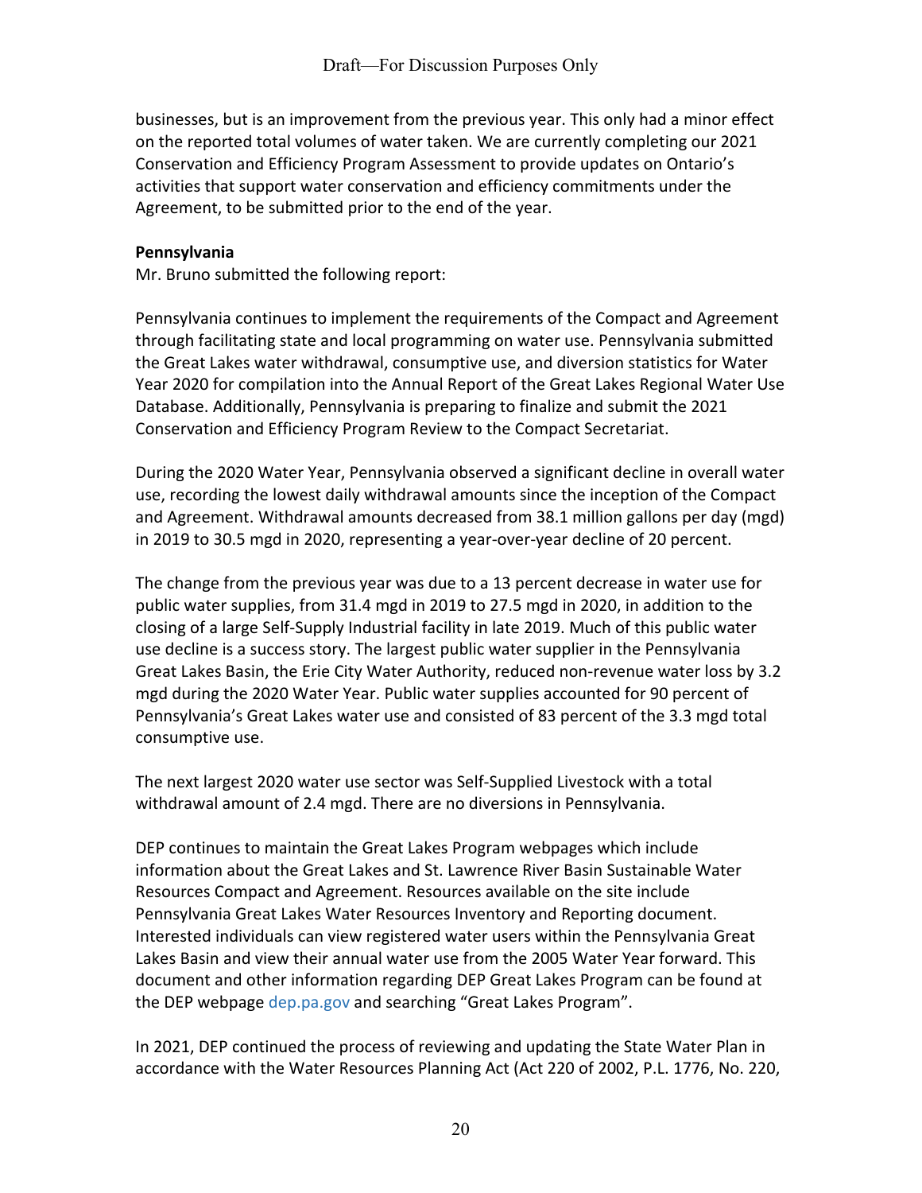businesses, but is an improvement from the previous year. This only had a minor effect on the reported total volumes of water taken. We are currently completing our 2021 Conservation and Efficiency Program Assessment to provide updates on Ontario's activities that support water conservation and efficiency commitments under the Agreement, to be submitted prior to the end of the year.

**Pennsylvania**
Mr. Bruno submitted the following report:

Pennsylvania continues to implement the requirements of the Compact and Agreement through facilitating state and local programming on water use. Pennsylvania submitted the Great Lakes water withdrawal, consumptive use, and diversion statistics for Water Year 2020 for compilation into the Annual Report of the Great Lakes Regional Water Use Database. Additionally, Pennsylvania is preparing to finalize and submit the 2021 Conservation and Efficiency Program Review to the Compact Secretariat.

During the 2020 Water Year, Pennsylvania observed a significant decline in overall water use, recording the lowest daily withdrawal amounts since the inception of the Compact and Agreement. Withdrawal amounts decreased from 38.1 million gallons per day (mgd) in 2019 to 30.5 mgd in 2020, representing a year-over-year decline of 20 percent.

The change from the previous year was due to a 13 percent decrease in water use for public water supplies, from 31.4 mgd in 2019 to 27.5 mgd in 2020, in addition to the closing of a large Self-Supply Industrial facility in late 2019. Much of this public water use decline is a success story. The largest public water supplier in the Pennsylvania Great Lakes Basin, the Erie City Water Authority, reduced non-revenue water loss by 3.2 mgd during the 2020 Water Year. Public water supplies accounted for 90 percent of Pennsylvania's Great Lakes water use and consisted of 83 percent of the 3.3 mgd total consumptive use.

The next largest 2020 water use sector was Self-Supplied Livestock with a total withdrawal amount of 2.4 mgd. There are no diversions in Pennsylvania.

DEP continues to maintain the Great Lakes Program webpages which include information about the Great Lakes and St. Lawrence River Basin Sustainable Water Resources Compact and Agreement. Resources available on the site include Pennsylvania Great Lakes Water Resources Inventory and Reporting document. Interested individuals can view registered water users within the Pennsylvania Great Lakes Basin and view their annual water use from the 2005 Water Year forward. This document and other information regarding DEP Great Lakes Program can be found at the DEP webpage dep.pa.gov and searching "Great Lakes Program".

In 2021, DEP continued the process of reviewing and updating the State Water Plan in accordance with the Water Resources Planning Act (Act 220 of 2002, P.L. 1776, No. 220,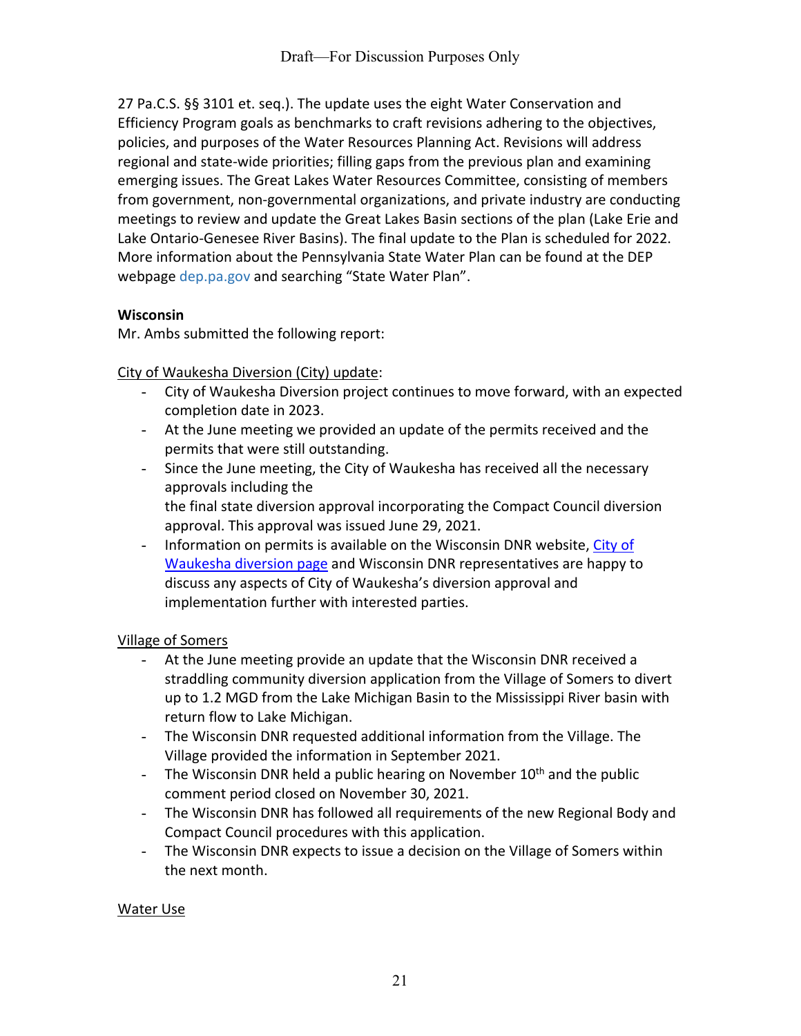27 Pa.C.S. §§ 3101 et. seq.). The update uses the eight Water Conservation and Efficiency Program goals as benchmarks to craft revisions adhering to the objectives, policies, and purposes of the Water Resources Planning Act. Revisions will address regional and state-wide priorities; filling gaps from the previous plan and examining emerging issues. The Great Lakes Water Resources Committee, consisting of members from government, non-governmental organizations, and private industry are conducting meetings to review and update the Great Lakes Basin sections of the plan (Lake Erie and Lake Ontario-Genesee River Basins). The final update to the Plan is scheduled for 2022. More information about the Pennsylvania State Water Plan can be found at the DEP webpage dep.pa.gov and searching "State Water Plan".

**Wisconsin**

Mr. Ambs submitted the following report:

City of Waukesha Diversion (City) update:

- City of Waukesha Diversion project continues to move forward, with an expected completion date in 2023.
- At the June meeting we provided an update of the permits received and the permits that were still outstanding.
- Since the June meeting, the City of Waukesha has received all the necessary approvals including the
  the final state diversion approval incorporating the Compact Council diversion approval. This approval was issued June 29, 2021.
- Information on permits is available on the Wisconsin DNR website, City of Waukesha diversion page and Wisconsin DNR representatives are happy to discuss any aspects of City of Waukesha's diversion approval and implementation further with interested parties.

Village of Somers

- At the June meeting provide an update that the Wisconsin DNR received a straddling community diversion application from the Village of Somers to divert up to 1.2 MGD from the Lake Michigan Basin to the Mississippi River basin with return flow to Lake Michigan.
- The Wisconsin DNR requested additional information from the Village. The Village provided the information in September 2021.
- The Wisconsin DNR held a public hearing on November 10th and the public comment period closed on November 30, 2021.
- The Wisconsin DNR has followed all requirements of the new Regional Body and Compact Council procedures with this application.
- The Wisconsin DNR expects to issue a decision on the Village of Somers within the next month.

Water Use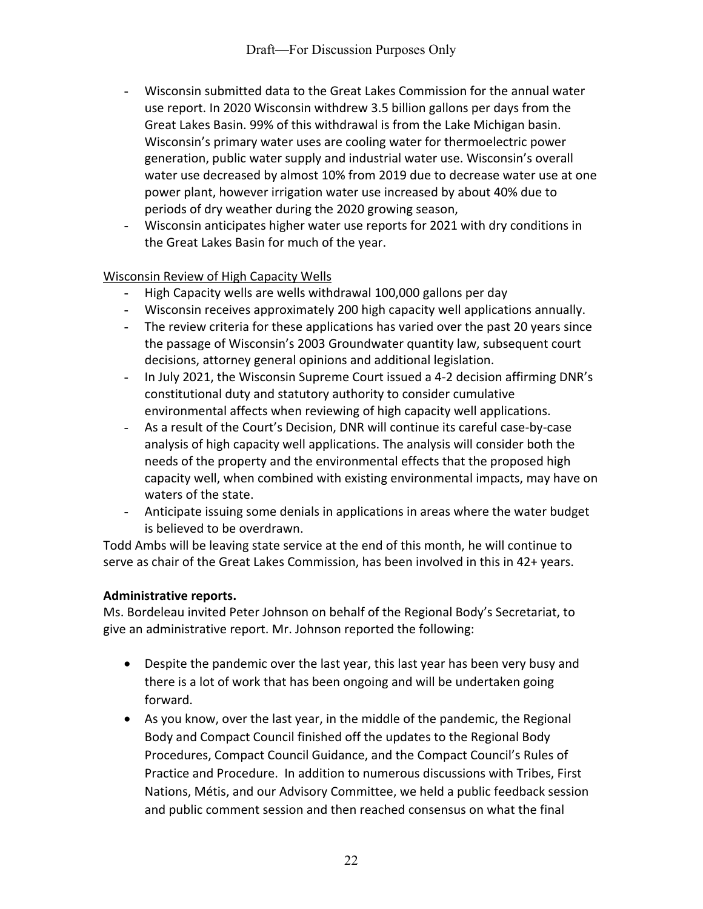- Wisconsin submitted data to the Great Lakes Commission for the annual water use report. In 2020 Wisconsin withdrew 3.5 billion gallons per days from the Great Lakes Basin. 99% of this withdrawal is from the Lake Michigan basin. Wisconsin's primary water uses are cooling water for thermoelectric power generation, public water supply and industrial water use. Wisconsin's overall water use decreased by almost 10% from 2019 due to decrease water use at one power plant, however irrigation water use increased by about 40% due to periods of dry weather during the 2020 growing season,
- Wisconsin anticipates higher water use reports for 2021 with dry conditions in the Great Lakes Basin for much of the year.

<u>Wisconsin Review of High Capacity Wells</u>

- High Capacity wells are wells withdrawal 100,000 gallons per day
- Wisconsin receives approximately 200 high capacity well applications annually.
- The review criteria for these applications has varied over the past 20 years since the passage of Wisconsin's 2003 Groundwater quantity law, subsequent court decisions, attorney general opinions and additional legislation.
- In July 2021, the Wisconsin Supreme Court issued a 4-2 decision affirming DNR's constitutional duty and statutory authority to consider cumulative environmental affects when reviewing of high capacity well applications.
- As a result of the Court's Decision, DNR will continue its careful case-by-case analysis of high capacity well applications. The analysis will consider both the needs of the property and the environmental effects that the proposed high capacity well, when combined with existing environmental impacts, may have on waters of the state.
- Anticipate issuing some denials in applications in areas where the water budget is believed to be overdrawn.

Todd Ambs will be leaving state service at the end of this month, he will continue to serve as chair of the Great Lakes Commission, has been involved in this in 42+ years.

**Administrative reports.**

Ms. Bordeleau invited Peter Johnson on behalf of the Regional Body's Secretariat, to give an administrative report. Mr. Johnson reported the following:

- Despite the pandemic over the last year, this last year has been very busy and there is a lot of work that has been ongoing and will be undertaken going forward.
- As you know, over the last year, in the middle of the pandemic, the Regional Body and Compact Council finished off the updates to the Regional Body Procedures, Compact Council Guidance, and the Compact Council's Rules of Practice and Procedure. In addition to numerous discussions with Tribes, First Nations, Métis, and our Advisory Committee, we held a public feedback session and public comment session and then reached consensus on what the final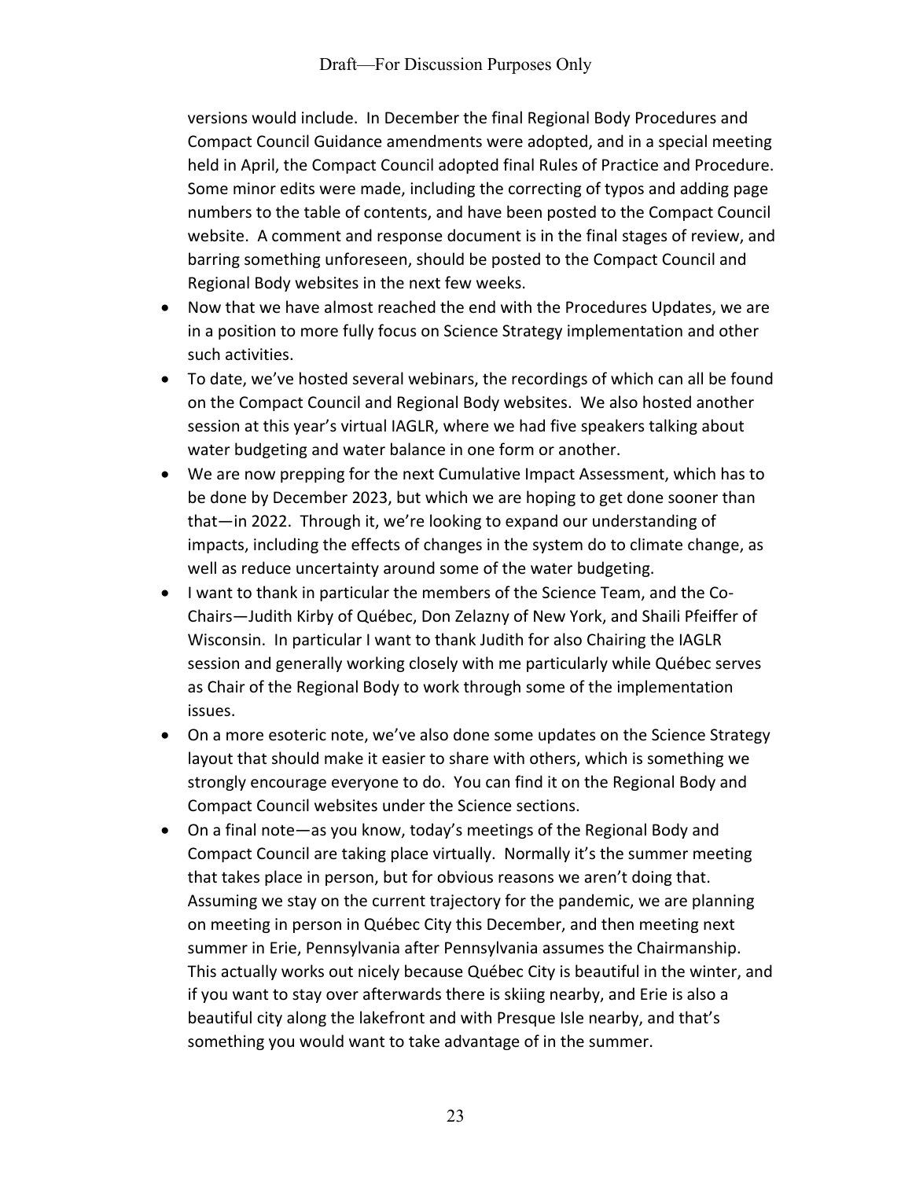versions would include. In December the final Regional Body Procedures and Compact Council Guidance amendments were adopted, and in a special meeting held in April, the Compact Council adopted final Rules of Practice and Procedure. Some minor edits were made, including the correcting of typos and adding page numbers to the table of contents, and have been posted to the Compact Council website. A comment and response document is in the final stages of review, and barring something unforeseen, should be posted to the Compact Council and Regional Body websites in the next few weeks.

- Now that we have almost reached the end with the Procedures Updates, we are in a position to more fully focus on Science Strategy implementation and other such activities.
- To date, we've hosted several webinars, the recordings of which can all be found on the Compact Council and Regional Body websites. We also hosted another session at this year's virtual IAGLR, where we had five speakers talking about water budgeting and water balance in one form or another.
- We are now prepping for the next Cumulative Impact Assessment, which has to be done by December 2023, but which we are hoping to get done sooner than that—in 2022. Through it, we're looking to expand our understanding of impacts, including the effects of changes in the system do to climate change, as well as reduce uncertainty around some of the water budgeting.
- I want to thank in particular the members of the Science Team, and the Co-Chairs—Judith Kirby of Québec, Don Zelazny of New York, and Shaili Pfeiffer of Wisconsin. In particular I want to thank Judith for also Chairing the IAGLR session and generally working closely with me particularly while Québec serves as Chair of the Regional Body to work through some of the implementation issues.
- On a more esoteric note, we've also done some updates on the Science Strategy layout that should make it easier to share with others, which is something we strongly encourage everyone to do. You can find it on the Regional Body and Compact Council websites under the Science sections.
- On a final note—as you know, today's meetings of the Regional Body and Compact Council are taking place virtually. Normally it's the summer meeting that takes place in person, but for obvious reasons we aren't doing that. Assuming we stay on the current trajectory for the pandemic, we are planning on meeting in person in Québec City this December, and then meeting next summer in Erie, Pennsylvania after Pennsylvania assumes the Chairmanship. This actually works out nicely because Québec City is beautiful in the winter, and if you want to stay over afterwards there is skiing nearby, and Erie is also a beautiful city along the lakefront and with Presque Isle nearby, and that's something you would want to take advantage of in the summer.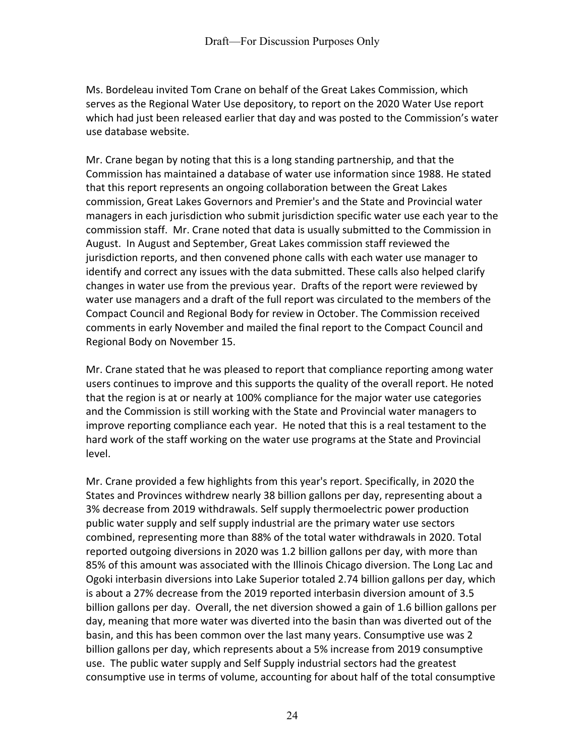Ms. Bordeleau invited Tom Crane on behalf of the Great Lakes Commission, which serves as the Regional Water Use depository, to report on the 2020 Water Use report which had just been released earlier that day and was posted to the Commission's water use database website.

Mr. Crane began by noting that this is a long standing partnership, and that the Commission has maintained a database of water use information since 1988. He stated that this report represents an ongoing collaboration between the Great Lakes commission, Great Lakes Governors and Premier's and the State and Provincial water managers in each jurisdiction who submit jurisdiction specific water use each year to the commission staff. Mr. Crane noted that data is usually submitted to the Commission in August. In August and September, Great Lakes commission staff reviewed the jurisdiction reports, and then convened phone calls with each water use manager to identify and correct any issues with the data submitted. These calls also helped clarify changes in water use from the previous year. Drafts of the report were reviewed by water use managers and a draft of the full report was circulated to the members of the Compact Council and Regional Body for review in October. The Commission received comments in early November and mailed the final report to the Compact Council and Regional Body on November 15.

Mr. Crane stated that he was pleased to report that compliance reporting among water users continues to improve and this supports the quality of the overall report. He noted that the region is at or nearly at 100% compliance for the major water use categories and the Commission is still working with the State and Provincial water managers to improve reporting compliance each year. He noted that this is a real testament to the hard work of the staff working on the water use programs at the State and Provincial level.

Mr. Crane provided a few highlights from this year's report. Specifically, in 2020 the States and Provinces withdrew nearly 38 billion gallons per day, representing about a 3% decrease from 2019 withdrawals. Self supply thermoelectric power production public water supply and self supply industrial are the primary water use sectors combined, representing more than 88% of the total water withdrawals in 2020. Total reported outgoing diversions in 2020 was 1.2 billion gallons per day, with more than 85% of this amount was associated with the Illinois Chicago diversion. The Long Lac and Ogoki interbasin diversions into Lake Superior totaled 2.74 billion gallons per day, which is about a 27% decrease from the 2019 reported interbasin diversion amount of 3.5 billion gallons per day. Overall, the net diversion showed a gain of 1.6 billion gallons per day, meaning that more water was diverted into the basin than was diverted out of the basin, and this has been common over the last many years. Consumptive use was 2 billion gallons per day, which represents about a 5% increase from 2019 consumptive use. The public water supply and Self Supply industrial sectors had the greatest consumptive use in terms of volume, accounting for about half of the total consumptive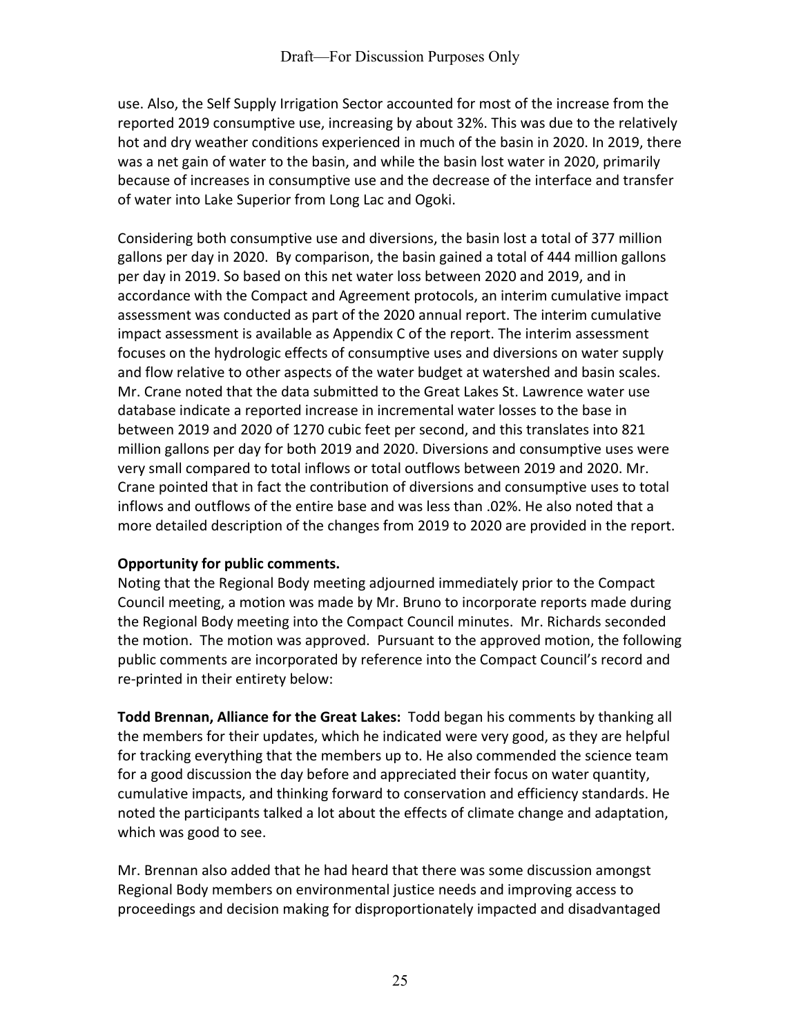use. Also, the Self Supply Irrigation Sector accounted for most of the increase from the reported 2019 consumptive use, increasing by about 32%. This was due to the relatively hot and dry weather conditions experienced in much of the basin in 2020. In 2019, there was a net gain of water to the basin, and while the basin lost water in 2020, primarily because of increases in consumptive use and the decrease of the interface and transfer of water into Lake Superior from Long Lac and Ogoki.

Considering both consumptive use and diversions, the basin lost a total of 377 million gallons per day in 2020. By comparison, the basin gained a total of 444 million gallons per day in 2019. So based on this net water loss between 2020 and 2019, and in accordance with the Compact and Agreement protocols, an interim cumulative impact assessment was conducted as part of the 2020 annual report. The interim cumulative impact assessment is available as Appendix C of the report. The interim assessment focuses on the hydrologic effects of consumptive uses and diversions on water supply and flow relative to other aspects of the water budget at watershed and basin scales. Mr. Crane noted that the data submitted to the Great Lakes St. Lawrence water use database indicate a reported increase in incremental water losses to the base in between 2019 and 2020 of 1270 cubic feet per second, and this translates into 821 million gallons per day for both 2019 and 2020. Diversions and consumptive uses were very small compared to total inflows or total outflows between 2019 and 2020. Mr. Crane pointed that in fact the contribution of diversions and consumptive uses to total inflows and outflows of the entire base and was less than .02%. He also noted that a more detailed description of the changes from 2019 to 2020 are provided in the report.

**Opportunity for public comments.**

Noting that the Regional Body meeting adjourned immediately prior to the Compact Council meeting, a motion was made by Mr. Bruno to incorporate reports made during the Regional Body meeting into the Compact Council minutes. Mr. Richards seconded the motion. The motion was approved. Pursuant to the approved motion, the following public comments are incorporated by reference into the Compact Council's record and re-printed in their entirety below:

**Todd Brennan, Alliance for the Great Lakes:** Todd began his comments by thanking all the members for their updates, which he indicated were very good, as they are helpful for tracking everything that the members up to. He also commended the science team for a good discussion the day before and appreciated their focus on water quantity, cumulative impacts, and thinking forward to conservation and efficiency standards. He noted the participants talked a lot about the effects of climate change and adaptation, which was good to see.

Mr. Brennan also added that he had heard that there was some discussion amongst Regional Body members on environmental justice needs and improving access to proceedings and decision making for disproportionately impacted and disadvantaged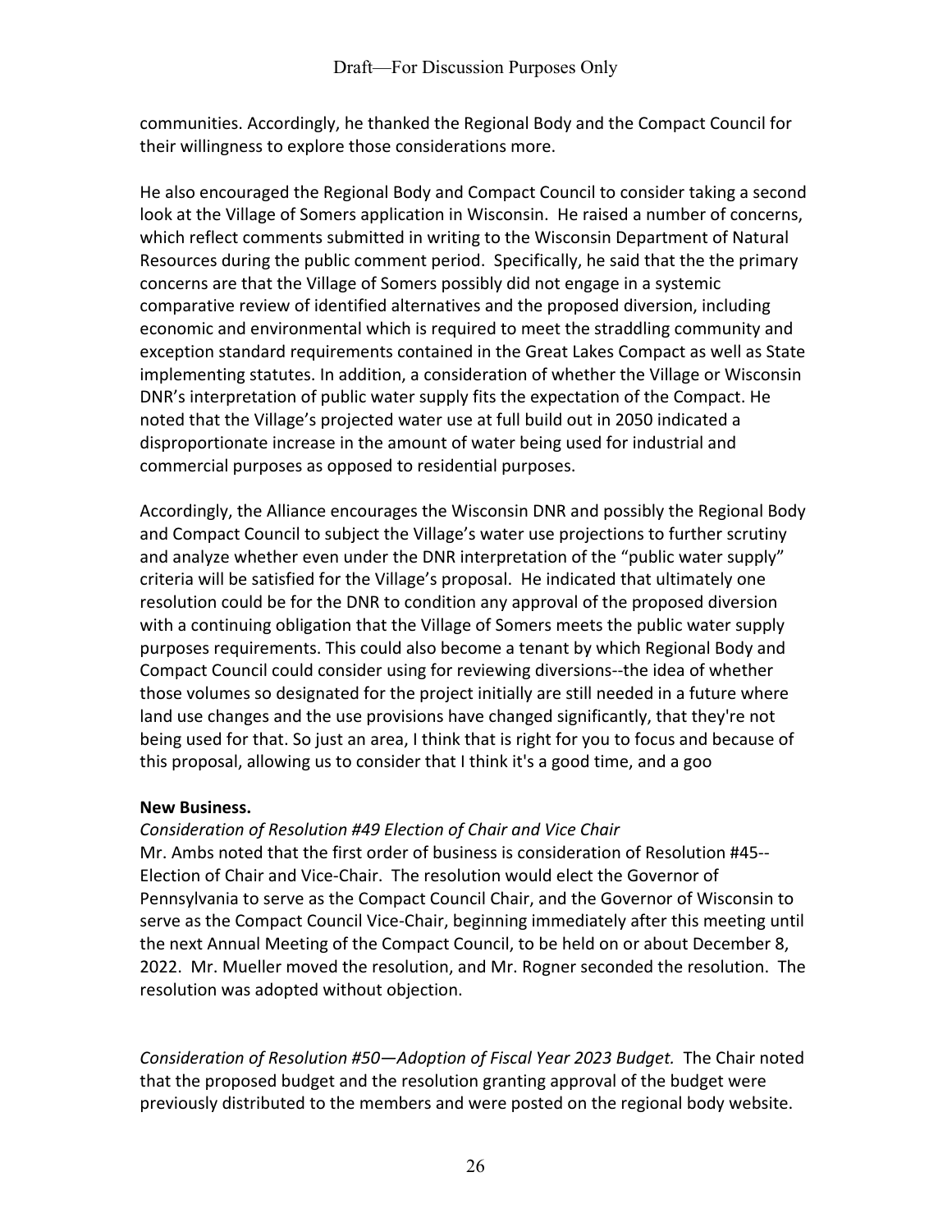communities. Accordingly, he thanked the Regional Body and the Compact Council for their willingness to explore those considerations more.

He also encouraged the Regional Body and Compact Council to consider taking a second look at the Village of Somers application in Wisconsin. He raised a number of concerns, which reflect comments submitted in writing to the Wisconsin Department of Natural Resources during the public comment period. Specifically, he said that the the primary concerns are that the Village of Somers possibly did not engage in a systemic comparative review of identified alternatives and the proposed diversion, including economic and environmental which is required to meet the straddling community and exception standard requirements contained in the Great Lakes Compact as well as State implementing statutes. In addition, a consideration of whether the Village or Wisconsin DNR's interpretation of public water supply fits the expectation of the Compact. He noted that the Village's projected water use at full build out in 2050 indicated a disproportionate increase in the amount of water being used for industrial and commercial purposes as opposed to residential purposes.

Accordingly, the Alliance encourages the Wisconsin DNR and possibly the Regional Body and Compact Council to subject the Village's water use projections to further scrutiny and analyze whether even under the DNR interpretation of the "public water supply" criteria will be satisfied for the Village's proposal. He indicated that ultimately one resolution could be for the DNR to condition any approval of the proposed diversion with a continuing obligation that the Village of Somers meets the public water supply purposes requirements. This could also become a tenant by which Regional Body and Compact Council could consider using for reviewing diversions--the idea of whether those volumes so designated for the project initially are still needed in a future where land use changes and the use provisions have changed significantly, that they're not being used for that. So just an area, I think that is right for you to focus and because of this proposal, allowing us to consider that I think it's a good time, and a goo

**New Business.**

*Consideration of Resolution #49 Election of Chair and Vice Chair*

Mr. Ambs noted that the first order of business is consideration of Resolution #45--Election of Chair and Vice-Chair. The resolution would elect the Governor of Pennsylvania to serve as the Compact Council Chair, and the Governor of Wisconsin to serve as the Compact Council Vice-Chair, beginning immediately after this meeting until the next Annual Meeting of the Compact Council, to be held on or about December 8, 2022. Mr. Mueller moved the resolution, and Mr. Rogner seconded the resolution. The resolution was adopted without objection.

*Consideration of Resolution #50—Adoption of Fiscal Year 2023 Budget.* The Chair noted that the proposed budget and the resolution granting approval of the budget were previously distributed to the members and were posted on the regional body website.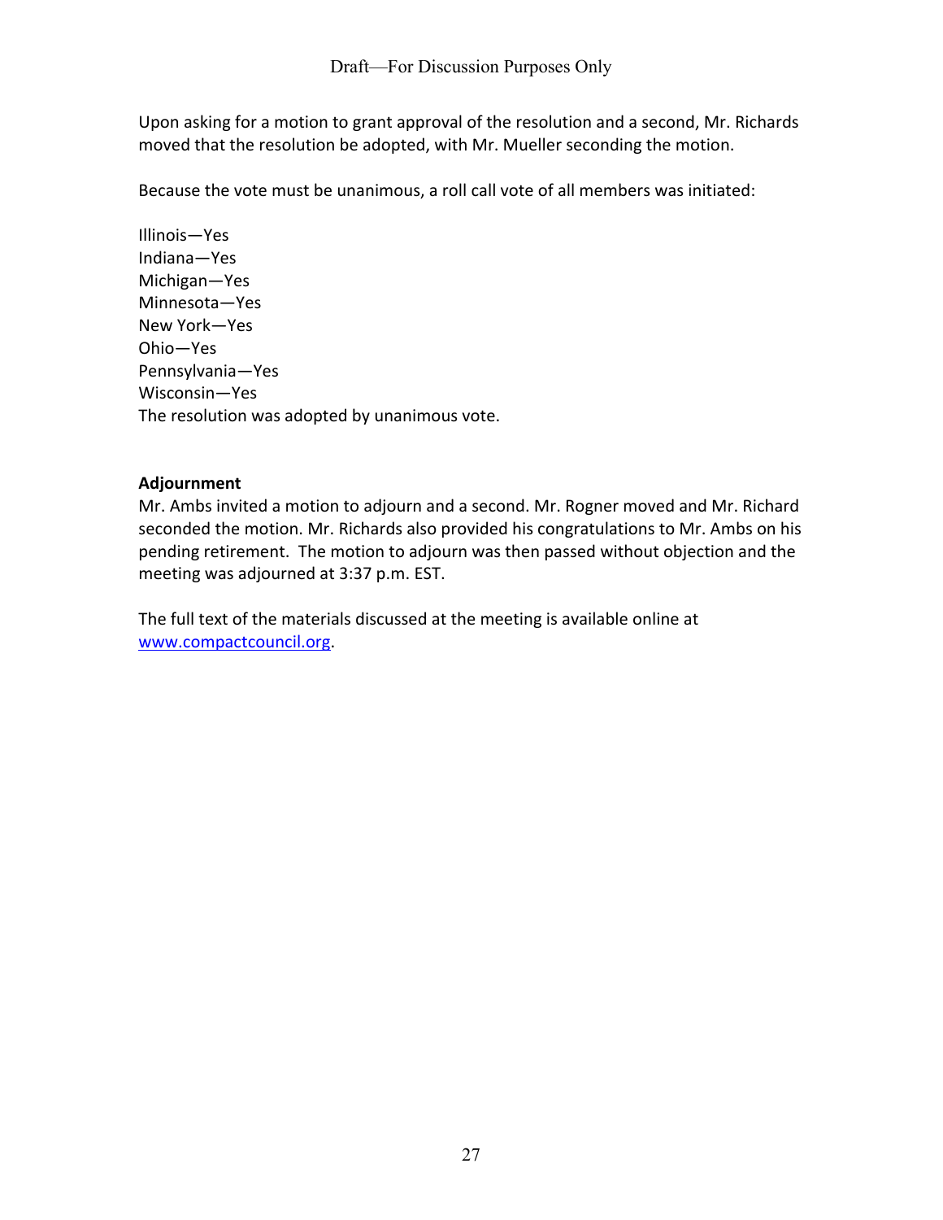Upon asking for a motion to grant approval of the resolution and a second, Mr. Richards moved that the resolution be adopted, with Mr. Mueller seconding the motion.

Because the vote must be unanimous, a roll call vote of all members was initiated:

Illinois—Yes
Indiana—Yes
Michigan—Yes
Minnesota—Yes
New York—Yes
Ohio—Yes
Pennsylvania—Yes
Wisconsin—Yes
The resolution was adopted by unanimous vote.

**Adjournment**
Mr. Ambs invited a motion to adjourn and a second. Mr. Rogner moved and Mr. Richard seconded the motion. Mr. Richards also provided his congratulations to Mr. Ambs on his pending retirement. The motion to adjourn was then passed without objection and the meeting was adjourned at 3:37 p.m. EST.

The full text of the materials discussed at the meeting is available online at www.compactcouncil.org.